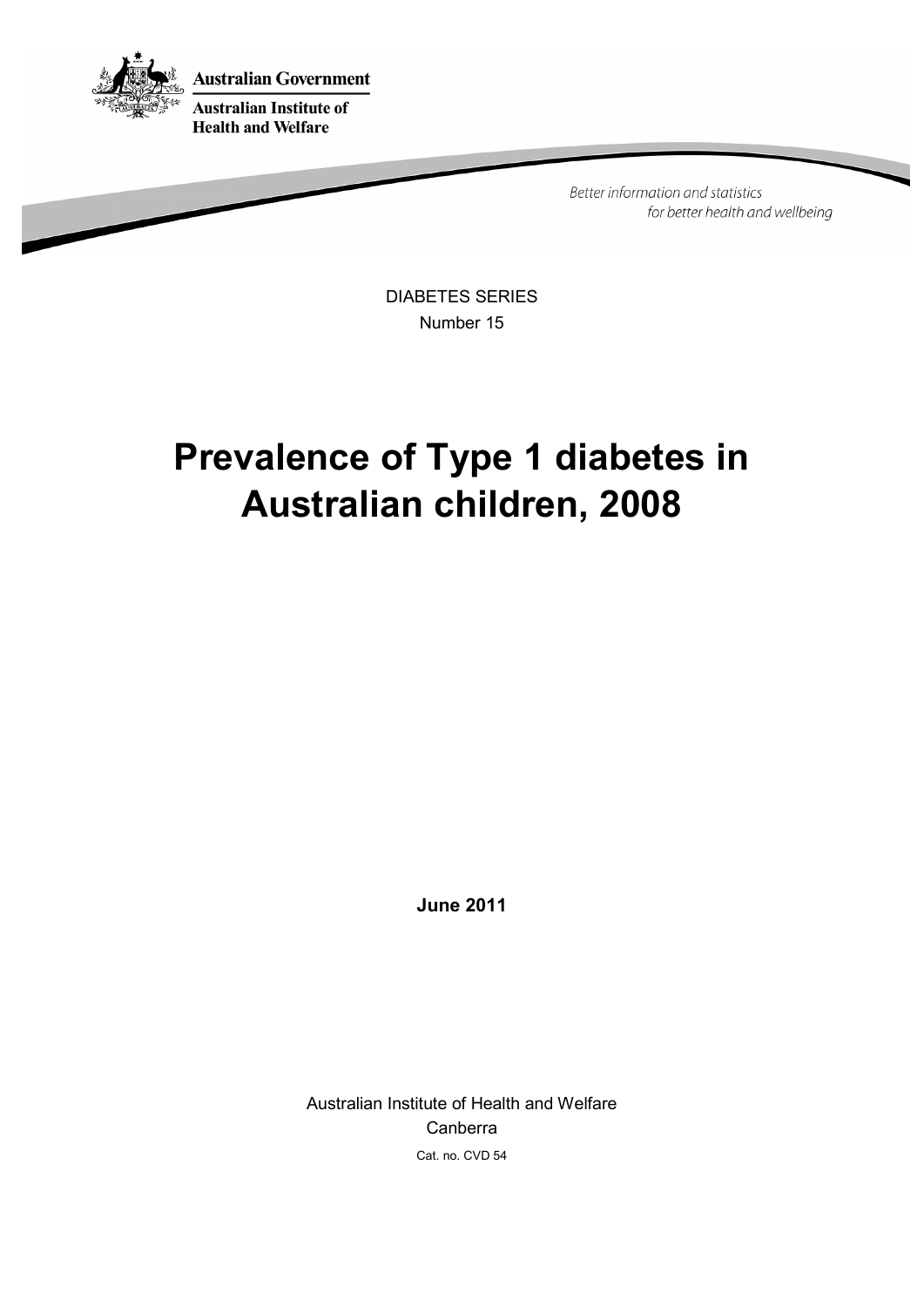Australian Government

Australian Institute of Health and Welfare

*Better information and statistics for better health and wellbeing*

DIABETES SERIES

Number 15

# Prevalence of Type 1 diabetes in Australian children, 2008

**June 2011**

Australian Institute of Health and Welfare

Canberra

Cat. no. CVD 54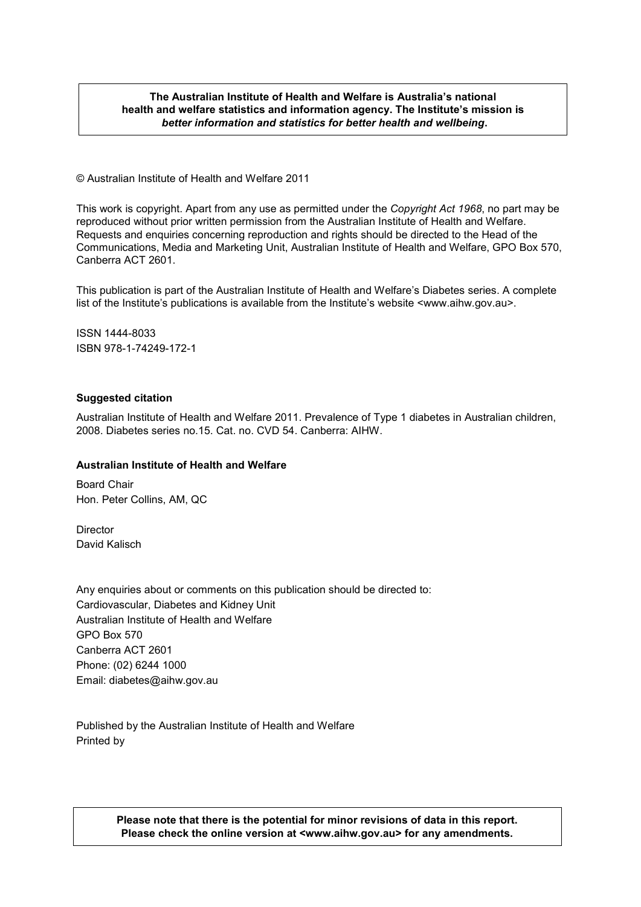**The Australian Institute of Health and Welfare is Australia's national health and welfare statistics and information agency. The Institute's mission is *better information and statistics for better health and wellbeing*.**

© Australian Institute of Health and Welfare 2011

This work is copyright. Apart from any use as permitted under the *Copyright Act 1968*, no part may be reproduced without prior written permission from the Australian Institute of Health and Welfare. Requests and enquiries concerning reproduction and rights should be directed to the Head of the Communications, Media and Marketing Unit, Australian Institute of Health and Welfare, GPO Box 570, Canberra ACT 2601.

This publication is part of the Australian Institute of Health and Welfare's Diabetes series. A complete list of the Institute's publications is available from the Institute's website <www.aihw.gov.au>.

ISSN 1444-8033
ISBN 978-1-74249-172-1

**Suggested citation**

Australian Institute of Health and Welfare 2011. Prevalence of Type 1 diabetes in Australian children, 2008. Diabetes series no.15. Cat. no. CVD 54. Canberra: AIHW.

**Australian Institute of Health and Welfare**

Board Chair
Hon. Peter Collins, AM, QC

Director
David Kalisch

Any enquiries about or comments on this publication should be directed to:
Cardiovascular, Diabetes and Kidney Unit
Australian Institute of Health and Welfare
GPO Box 570
Canberra ACT 2601
Phone: (02) 6244 1000
Email: diabetes@aihw.gov.au

Published by the Australian Institute of Health and Welfare
Printed by

**Please note that there is the potential for minor revisions of data in this report. Please check the online version at <www.aihw.gov.au> for any amendments.**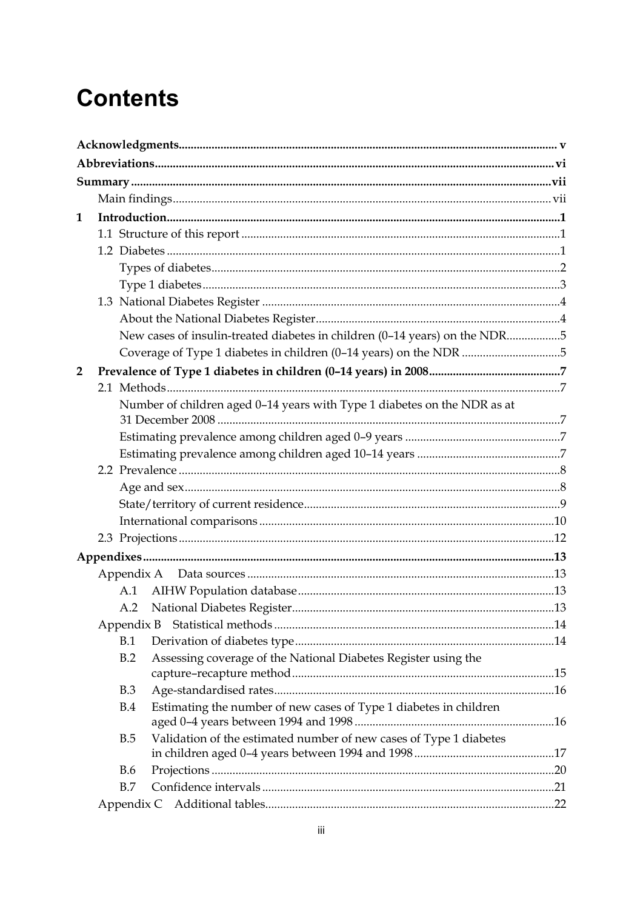# Contents

**Acknowledgments** ..... v

**Abbreviations** ..... vi

**Summary** ..... vii

- Main findings ..... vii

**1 Introduction** ..... 1

- 1.1 Structure of this report ..... 1
- 1.2 Diabetes ..... 1
  - Types of diabetes ..... 2
  - Type 1 diabetes ..... 3
- 1.3 National Diabetes Register ..... 4
  - About the National Diabetes Register ..... 4
  - New cases of insulin-treated diabetes in children (0–14 years) on the NDR ..... 5
  - Coverage of Type 1 diabetes in children (0–14 years) on the NDR ..... 5

**2 Prevalence of Type 1 diabetes in children (0–14 years) in 2008** ..... 7

- 2.1 Methods ..... 7
  - Number of children aged 0–14 years with Type 1 diabetes on the NDR as at 31 December 2008 ..... 7
  - Estimating prevalence among children aged 0–9 years ..... 7
  - Estimating prevalence among children aged 10–14 years ..... 7
- 2.2 Prevalence ..... 8
  - Age and sex ..... 8
  - State/territory of current residence ..... 9
  - International comparisons ..... 10
- 2.3 Projections ..... 12

**Appendixes** ..... 13

- Appendix A Data sources ..... 13
  - A.1 AIHW Population database ..... 13
  - A.2 National Diabetes Register ..... 13
- Appendix B Statistical methods ..... 14
  - B.1 Derivation of diabetes type ..... 14
  - B.2 Assessing coverage of the National Diabetes Register using the capture–recapture method ..... 15
  - B.3 Age-standardised rates ..... 16
  - B.4 Estimating the number of new cases of Type 1 diabetes in children aged 0–4 years between 1994 and 1998 ..... 16
  - B.5 Validation of the estimated number of new cases of Type 1 diabetes in children aged 0–4 years between 1994 and 1998 ..... 17
  - B.6 Projections ..... 20
  - B.7 Confidence intervals ..... 21
- Appendix C Additional tables ..... 22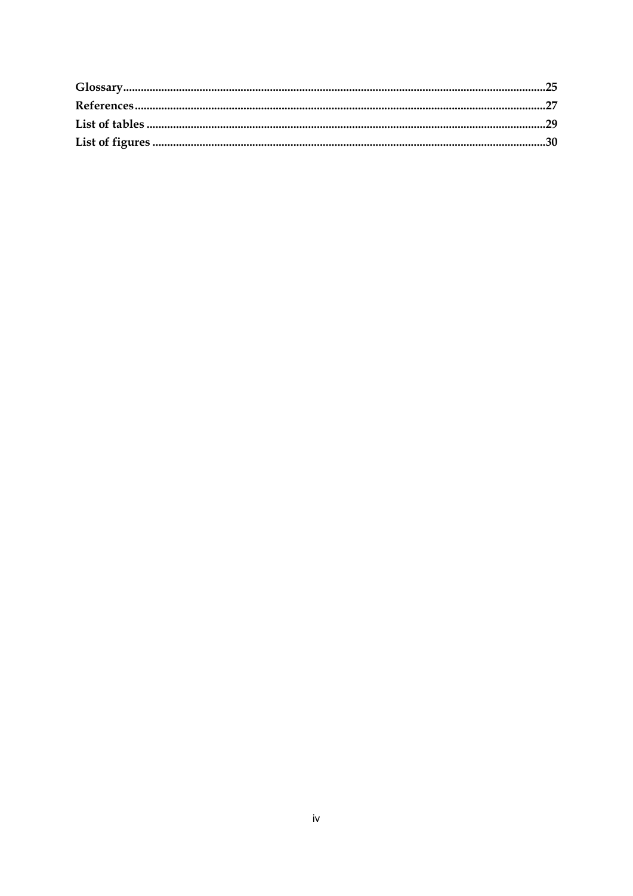**Glossary**......................................................................................................................................25
**References**..................................................................................................................................27
**List of tables** ..............................................................................................................................29
**List of figures** ............................................................................................................................30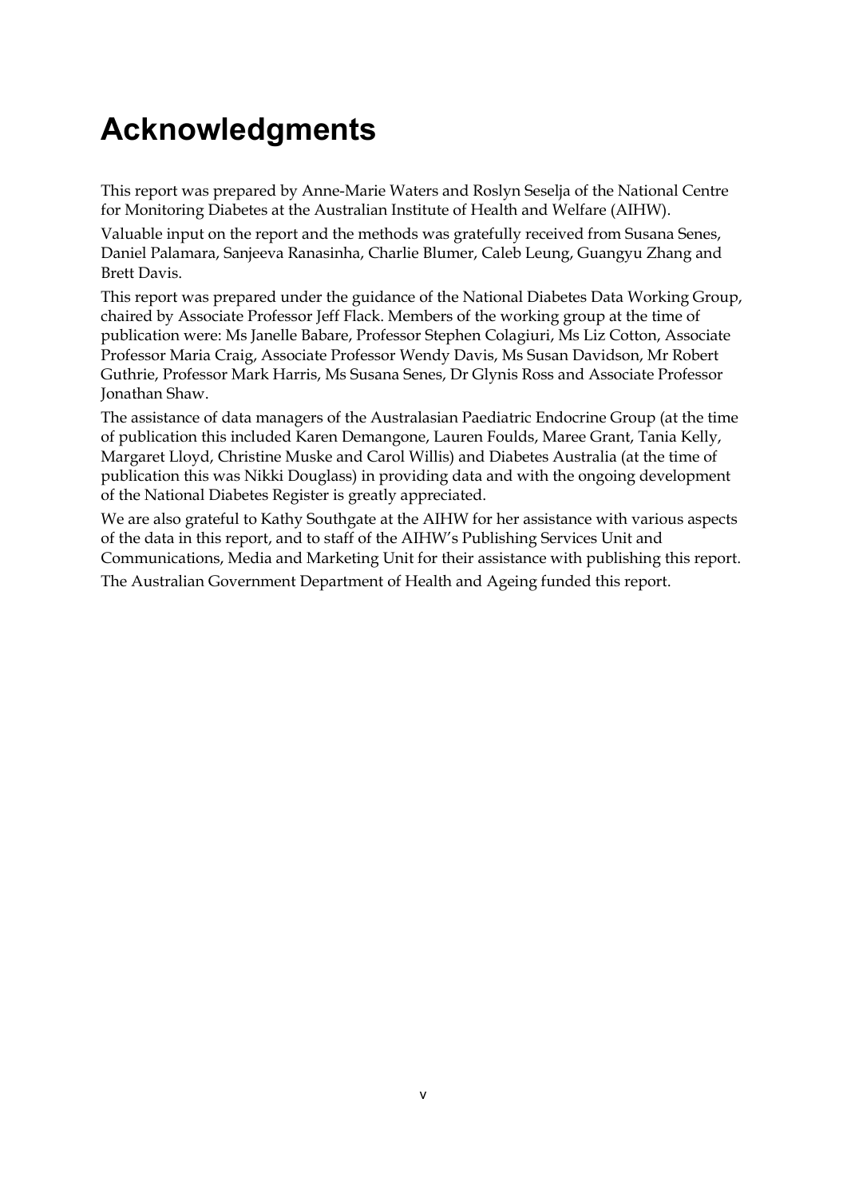# Acknowledgments

This report was prepared by Anne-Marie Waters and Roslyn Seselja of the National Centre for Monitoring Diabetes at the Australian Institute of Health and Welfare (AIHW).

Valuable input on the report and the methods was gratefully received from Susana Senes, Daniel Palamara, Sanjeeva Ranasinha, Charlie Blumer, Caleb Leung, Guangyu Zhang and Brett Davis.

This report was prepared under the guidance of the National Diabetes Data Working Group, chaired by Associate Professor Jeff Flack. Members of the working group at the time of publication were: Ms Janelle Babare, Professor Stephen Colagiuri, Ms Liz Cotton, Associate Professor Maria Craig, Associate Professor Wendy Davis, Ms Susan Davidson, Mr Robert Guthrie, Professor Mark Harris, Ms Susana Senes, Dr Glynis Ross and Associate Professor Jonathan Shaw.

The assistance of data managers of the Australasian Paediatric Endocrine Group (at the time of publication this included Karen Demangone, Lauren Foulds, Maree Grant, Tania Kelly, Margaret Lloyd, Christine Muske and Carol Willis) and Diabetes Australia (at the time of publication this was Nikki Douglass) in providing data and with the ongoing development of the National Diabetes Register is greatly appreciated.

We are also grateful to Kathy Southgate at the AIHW for her assistance with various aspects of the data in this report, and to staff of the AIHW's Publishing Services Unit and Communications, Media and Marketing Unit for their assistance with publishing this report.

The Australian Government Department of Health and Ageing funded this report.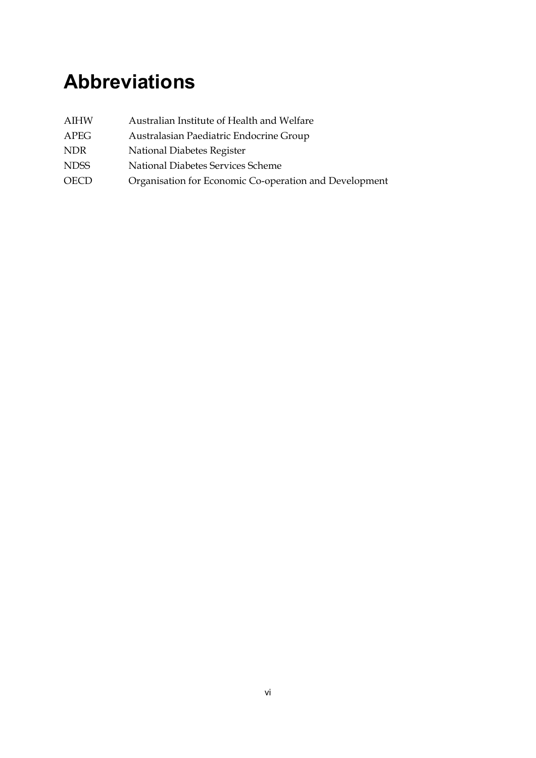# Abbreviations

| | |
|---|---|
| AIHW | Australian Institute of Health and Welfare |
| APEG | Australasian Paediatric Endocrine Group |
| NDR | National Diabetes Register |
| NDSS | National Diabetes Services Scheme |
| OECD | Organisation for Economic Co-operation and Development |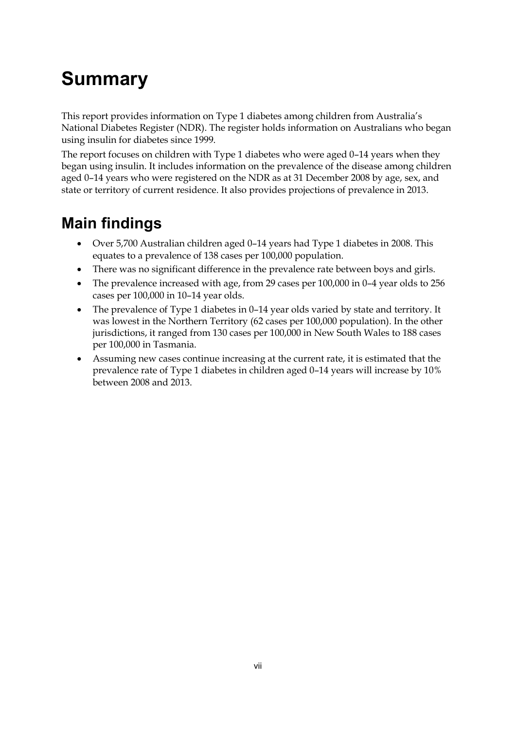# Summary

This report provides information on Type 1 diabetes among children from Australia's National Diabetes Register (NDR). The register holds information on Australians who began using insulin for diabetes since 1999.

The report focuses on children with Type 1 diabetes who were aged 0–14 years when they began using insulin. It includes information on the prevalence of the disease among children aged 0–14 years who were registered on the NDR as at 31 December 2008 by age, sex, and state or territory of current residence. It also provides projections of prevalence in 2013.

## Main findings

- Over 5,700 Australian children aged 0–14 years had Type 1 diabetes in 2008. This equates to a prevalence of 138 cases per 100,000 population.
- There was no significant difference in the prevalence rate between boys and girls.
- The prevalence increased with age, from 29 cases per 100,000 in 0–4 year olds to 256 cases per 100,000 in 10–14 year olds.
- The prevalence of Type 1 diabetes in 0–14 year olds varied by state and territory. It was lowest in the Northern Territory (62 cases per 100,000 population). In the other jurisdictions, it ranged from 130 cases per 100,000 in New South Wales to 188 cases per 100,000 in Tasmania.
- Assuming new cases continue increasing at the current rate, it is estimated that the prevalence rate of Type 1 diabetes in children aged 0–14 years will increase by 10% between 2008 and 2013.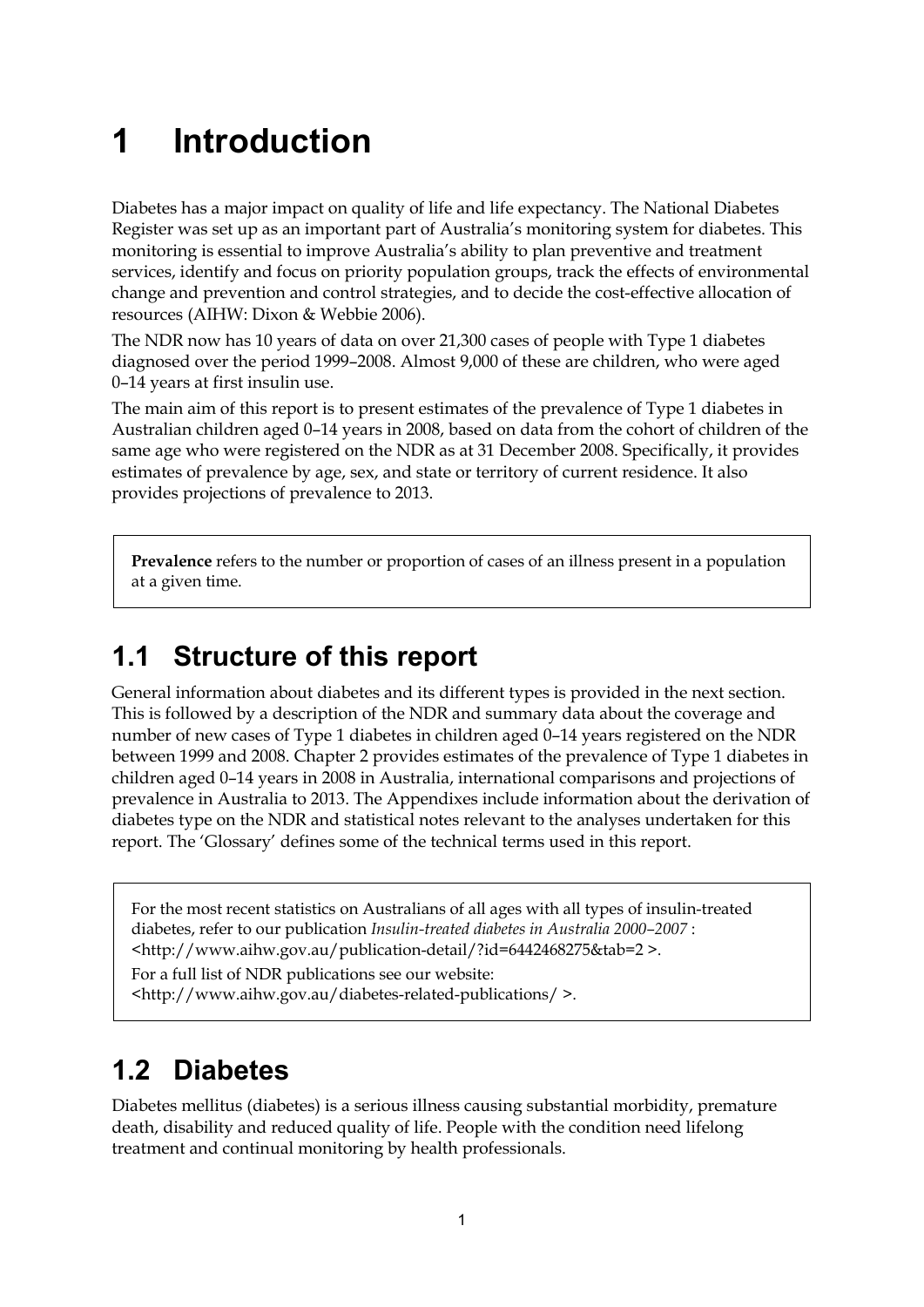# 1 Introduction

Diabetes has a major impact on quality of life and life expectancy. The National Diabetes Register was set up as an important part of Australia's monitoring system for diabetes. This monitoring is essential to improve Australia's ability to plan preventive and treatment services, identify and focus on priority population groups, track the effects of environmental change and prevention and control strategies, and to decide the cost-effective allocation of resources (AIHW: Dixon & Webbie 2006).

The NDR now has 10 years of data on over 21,300 cases of people with Type 1 diabetes diagnosed over the period 1999–2008. Almost 9,000 of these are children, who were aged 0–14 years at first insulin use.

The main aim of this report is to present estimates of the prevalence of Type 1 diabetes in Australian children aged 0–14 years in 2008, based on data from the cohort of children of the same age who were registered on the NDR as at 31 December 2008. Specifically, it provides estimates of prevalence by age, sex, and state or territory of current residence. It also provides projections of prevalence to 2013.

> **Prevalence** refers to the number or proportion of cases of an illness present in a population at a given time.

## 1.1 Structure of this report

General information about diabetes and its different types is provided in the next section. This is followed by a description of the NDR and summary data about the coverage and number of new cases of Type 1 diabetes in children aged 0–14 years registered on the NDR between 1999 and 2008. Chapter 2 provides estimates of the prevalence of Type 1 diabetes in children aged 0–14 years in 2008 in Australia, international comparisons and projections of prevalence in Australia to 2013. The Appendixes include information about the derivation of diabetes type on the NDR and statistical notes relevant to the analyses undertaken for this report. The 'Glossary' defines some of the technical terms used in this report.

> For the most recent statistics on Australians of all ages with all types of insulin-treated diabetes, refer to our publication *Insulin-treated diabetes in Australia 2000–2007* : <http://www.aihw.gov.au/publication-detail/?id=6442468275&tab=2 >.
>
> For a full list of NDR publications see our website: <http://www.aihw.gov.au/diabetes-related-publications/ >.

## 1.2 Diabetes

Diabetes mellitus (diabetes) is a serious illness causing substantial morbidity, premature death, disability and reduced quality of life. People with the condition need lifelong treatment and continual monitoring by health professionals.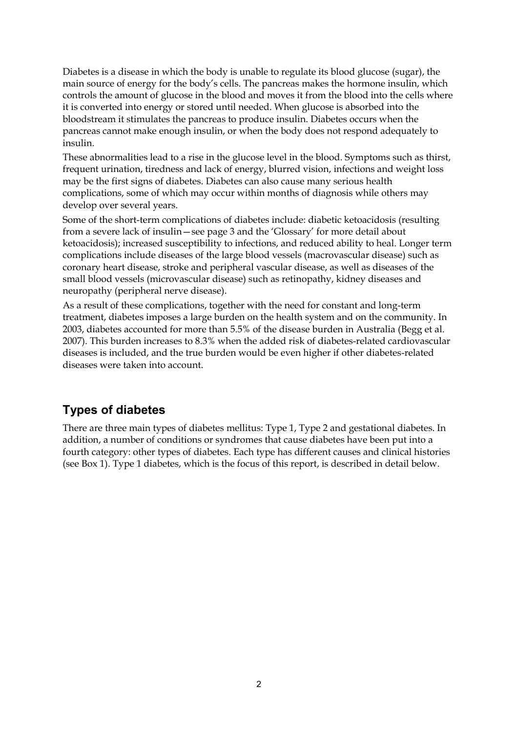Diabetes is a disease in which the body is unable to regulate its blood glucose (sugar), the main source of energy for the body's cells. The pancreas makes the hormone insulin, which controls the amount of glucose in the blood and moves it from the blood into the cells where it is converted into energy or stored until needed. When glucose is absorbed into the bloodstream it stimulates the pancreas to produce insulin. Diabetes occurs when the pancreas cannot make enough insulin, or when the body does not respond adequately to insulin.

These abnormalities lead to a rise in the glucose level in the blood. Symptoms such as thirst, frequent urination, tiredness and lack of energy, blurred vision, infections and weight loss may be the first signs of diabetes. Diabetes can also cause many serious health complications, some of which may occur within months of diagnosis while others may develop over several years.

Some of the short-term complications of diabetes include: diabetic ketoacidosis (resulting from a severe lack of insulin—see page 3 and the 'Glossary' for more detail about ketoacidosis); increased susceptibility to infections, and reduced ability to heal. Longer term complications include diseases of the large blood vessels (macrovascular disease) such as coronary heart disease, stroke and peripheral vascular disease, as well as diseases of the small blood vessels (microvascular disease) such as retinopathy, kidney diseases and neuropathy (peripheral nerve disease).

As a result of these complications, together with the need for constant and long-term treatment, diabetes imposes a large burden on the health system and on the community. In 2003, diabetes accounted for more than 5.5% of the disease burden in Australia (Begg et al. 2007). This burden increases to 8.3% when the added risk of diabetes-related cardiovascular diseases is included, and the true burden would be even higher if other diabetes-related diseases were taken into account.

## Types of diabetes

There are three main types of diabetes mellitus: Type 1, Type 2 and gestational diabetes. In addition, a number of conditions or syndromes that cause diabetes have been put into a fourth category: other types of diabetes. Each type has different causes and clinical histories (see Box 1). Type 1 diabetes, which is the focus of this report, is described in detail below.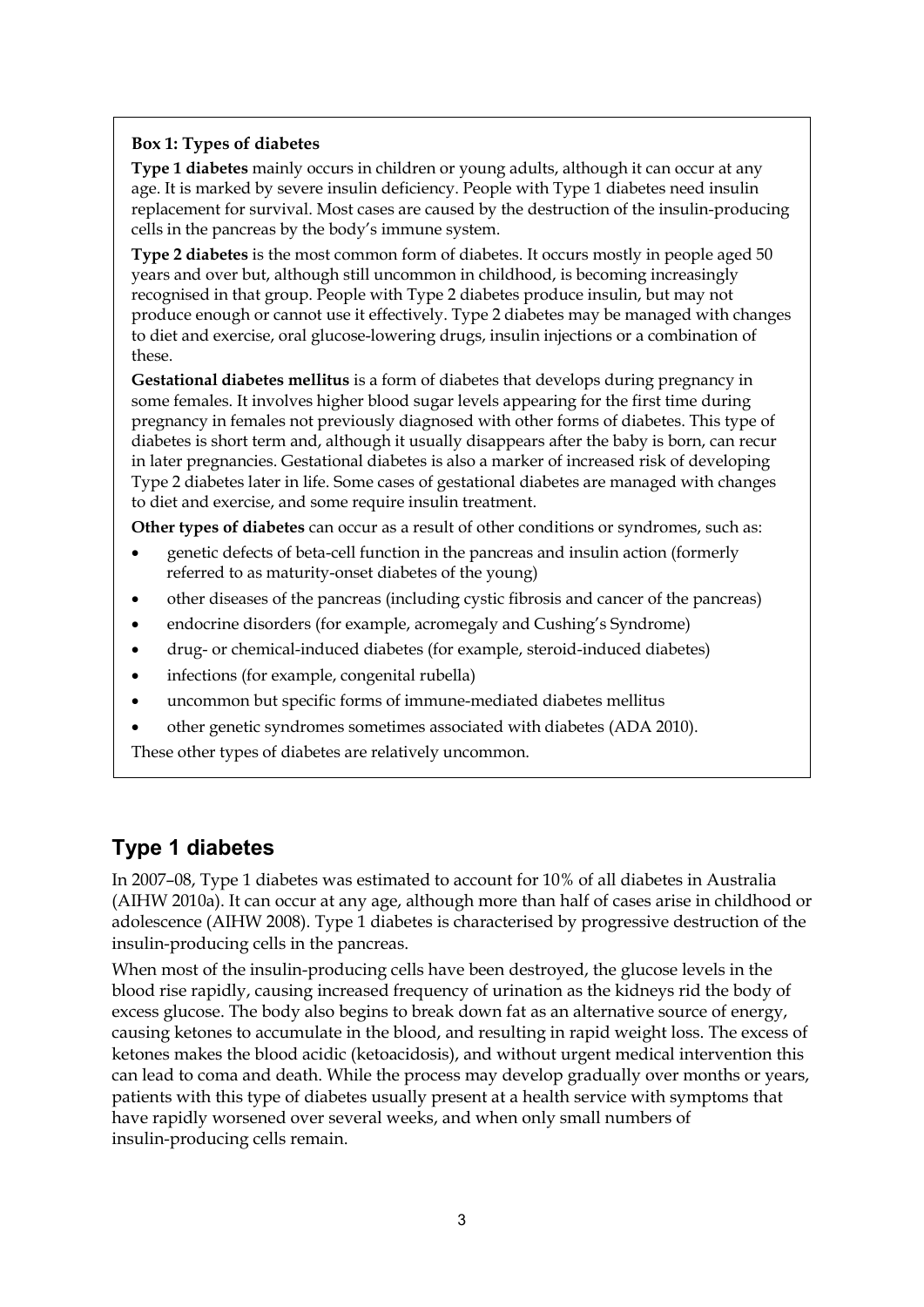**Box 1: Types of diabetes**

**Type 1 diabetes** mainly occurs in children or young adults, although it can occur at any age. It is marked by severe insulin deficiency. People with Type 1 diabetes need insulin replacement for survival. Most cases are caused by the destruction of the insulin-producing cells in the pancreas by the body's immune system.

**Type 2 diabetes** is the most common form of diabetes. It occurs mostly in people aged 50 years and over but, although still uncommon in childhood, is becoming increasingly recognised in that group. People with Type 2 diabetes produce insulin, but may not produce enough or cannot use it effectively. Type 2 diabetes may be managed with changes to diet and exercise, oral glucose-lowering drugs, insulin injections or a combination of these.

**Gestational diabetes mellitus** is a form of diabetes that develops during pregnancy in some females. It involves higher blood sugar levels appearing for the first time during pregnancy in females not previously diagnosed with other forms of diabetes. This type of diabetes is short term and, although it usually disappears after the baby is born, can recur in later pregnancies. Gestational diabetes is also a marker of increased risk of developing Type 2 diabetes later in life. Some cases of gestational diabetes are managed with changes to diet and exercise, and some require insulin treatment.

**Other types of diabetes** can occur as a result of other conditions or syndromes, such as:

- genetic defects of beta-cell function in the pancreas and insulin action (formerly referred to as maturity-onset diabetes of the young)
- other diseases of the pancreas (including cystic fibrosis and cancer of the pancreas)
- endocrine disorders (for example, acromegaly and Cushing's Syndrome)
- drug- or chemical-induced diabetes (for example, steroid-induced diabetes)
- infections (for example, congenital rubella)
- uncommon but specific forms of immune-mediated diabetes mellitus
- other genetic syndromes sometimes associated with diabetes (ADA 2010).

These other types of diabetes are relatively uncommon.

## Type 1 diabetes

In 2007–08, Type 1 diabetes was estimated to account for 10% of all diabetes in Australia (AIHW 2010a). It can occur at any age, although more than half of cases arise in childhood or adolescence (AIHW 2008). Type 1 diabetes is characterised by progressive destruction of the insulin-producing cells in the pancreas.

When most of the insulin-producing cells have been destroyed, the glucose levels in the blood rise rapidly, causing increased frequency of urination as the kidneys rid the body of excess glucose. The body also begins to break down fat as an alternative source of energy, causing ketones to accumulate in the blood, and resulting in rapid weight loss. The excess of ketones makes the blood acidic (ketoacidosis), and without urgent medical intervention this can lead to coma and death. While the process may develop gradually over months or years, patients with this type of diabetes usually present at a health service with symptoms that have rapidly worsened over several weeks, and when only small numbers of insulin-producing cells remain.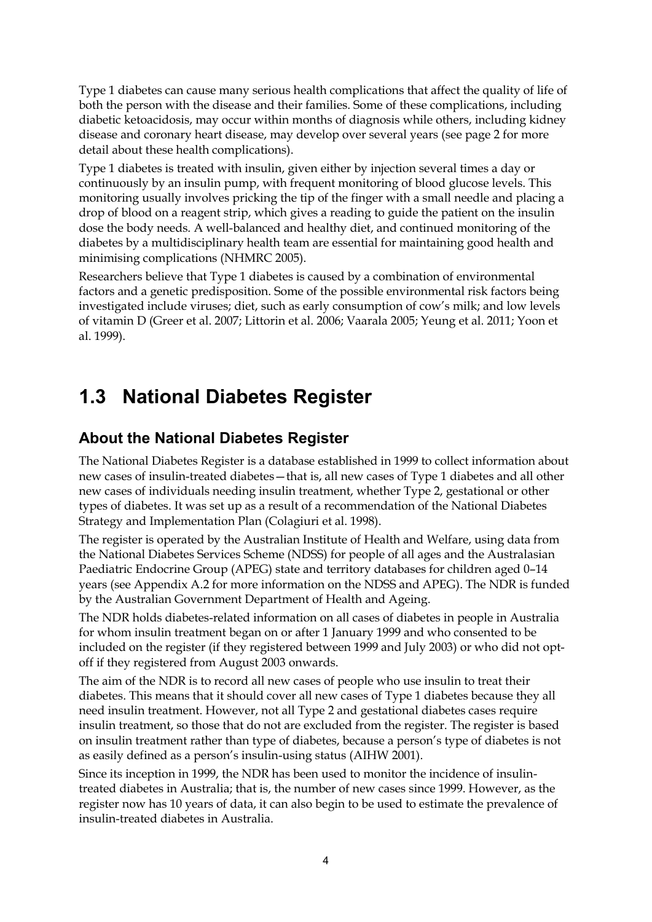Type 1 diabetes can cause many serious health complications that affect the quality of life of both the person with the disease and their families. Some of these complications, including diabetic ketoacidosis, may occur within months of diagnosis while others, including kidney disease and coronary heart disease, may develop over several years (see page 2 for more detail about these health complications).

Type 1 diabetes is treated with insulin, given either by injection several times a day or continuously by an insulin pump, with frequent monitoring of blood glucose levels. This monitoring usually involves pricking the tip of the finger with a small needle and placing a drop of blood on a reagent strip, which gives a reading to guide the patient on the insulin dose the body needs. A well-balanced and healthy diet, and continued monitoring of the diabetes by a multidisciplinary health team are essential for maintaining good health and minimising complications (NHMRC 2005).

Researchers believe that Type 1 diabetes is caused by a combination of environmental factors and a genetic predisposition. Some of the possible environmental risk factors being investigated include viruses; diet, such as early consumption of cow's milk; and low levels of vitamin D (Greer et al. 2007; Littorin et al. 2006; Vaarala 2005; Yeung et al. 2011; Yoon et al. 1999).

## 1.3 National Diabetes Register

### About the National Diabetes Register

The National Diabetes Register is a database established in 1999 to collect information about new cases of insulin-treated diabetes—that is, all new cases of Type 1 diabetes and all other new cases of individuals needing insulin treatment, whether Type 2, gestational or other types of diabetes. It was set up as a result of a recommendation of the National Diabetes Strategy and Implementation Plan (Colagiuri et al. 1998).

The register is operated by the Australian Institute of Health and Welfare, using data from the National Diabetes Services Scheme (NDSS) for people of all ages and the Australasian Paediatric Endocrine Group (APEG) state and territory databases for children aged 0–14 years (see Appendix A.2 for more information on the NDSS and APEG). The NDR is funded by the Australian Government Department of Health and Ageing.

The NDR holds diabetes-related information on all cases of diabetes in people in Australia for whom insulin treatment began on or after 1 January 1999 and who consented to be included on the register (if they registered between 1999 and July 2003) or who did not opt-off if they registered from August 2003 onwards.

The aim of the NDR is to record all new cases of people who use insulin to treat their diabetes. This means that it should cover all new cases of Type 1 diabetes because they all need insulin treatment. However, not all Type 2 and gestational diabetes cases require insulin treatment, so those that do not are excluded from the register. The register is based on insulin treatment rather than type of diabetes, because a person's type of diabetes is not as easily defined as a person's insulin-using status (AIHW 2001).

Since its inception in 1999, the NDR has been used to monitor the incidence of insulin-treated diabetes in Australia; that is, the number of new cases since 1999. However, as the register now has 10 years of data, it can also begin to be used to estimate the prevalence of insulin-treated diabetes in Australia.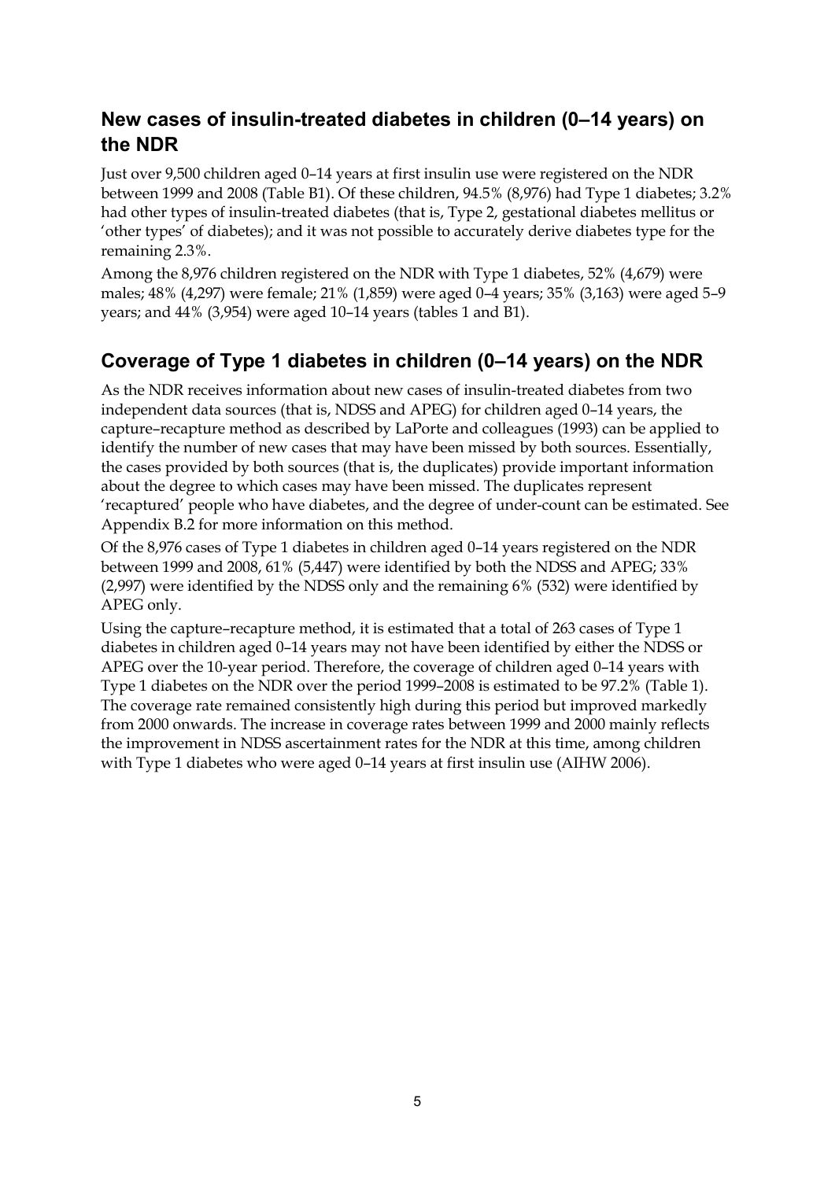## New cases of insulin-treated diabetes in children (0–14 years) on the NDR

Just over 9,500 children aged 0–14 years at first insulin use were registered on the NDR between 1999 and 2008 (Table B1). Of these children, 94.5% (8,976) had Type 1 diabetes; 3.2% had other types of insulin-treated diabetes (that is, Type 2, gestational diabetes mellitus or 'other types' of diabetes); and it was not possible to accurately derive diabetes type for the remaining 2.3%.

Among the 8,976 children registered on the NDR with Type 1 diabetes, 52% (4,679) were males; 48% (4,297) were female; 21% (1,859) were aged 0–4 years; 35% (3,163) were aged 5–9 years; and 44% (3,954) were aged 10–14 years (tables 1 and B1).

## Coverage of Type 1 diabetes in children (0–14 years) on the NDR

As the NDR receives information about new cases of insulin-treated diabetes from two independent data sources (that is, NDSS and APEG) for children aged 0–14 years, the capture–recapture method as described by LaPorte and colleagues (1993) can be applied to identify the number of new cases that may have been missed by both sources. Essentially, the cases provided by both sources (that is, the duplicates) provide important information about the degree to which cases may have been missed. The duplicates represent 'recaptured' people who have diabetes, and the degree of under-count can be estimated. See Appendix B.2 for more information on this method.

Of the 8,976 cases of Type 1 diabetes in children aged 0–14 years registered on the NDR between 1999 and 2008, 61% (5,447) were identified by both the NDSS and APEG; 33% (2,997) were identified by the NDSS only and the remaining 6% (532) were identified by APEG only.

Using the capture–recapture method, it is estimated that a total of 263 cases of Type 1 diabetes in children aged 0–14 years may not have been identified by either the NDSS or APEG over the 10-year period. Therefore, the coverage of children aged 0–14 years with Type 1 diabetes on the NDR over the period 1999–2008 is estimated to be 97.2% (Table 1). The coverage rate remained consistently high during this period but improved markedly from 2000 onwards. The increase in coverage rates between 1999 and 2000 mainly reflects the improvement in NDSS ascertainment rates for the NDR at this time, among children with Type 1 diabetes who were aged 0–14 years at first insulin use (AIHW 2006).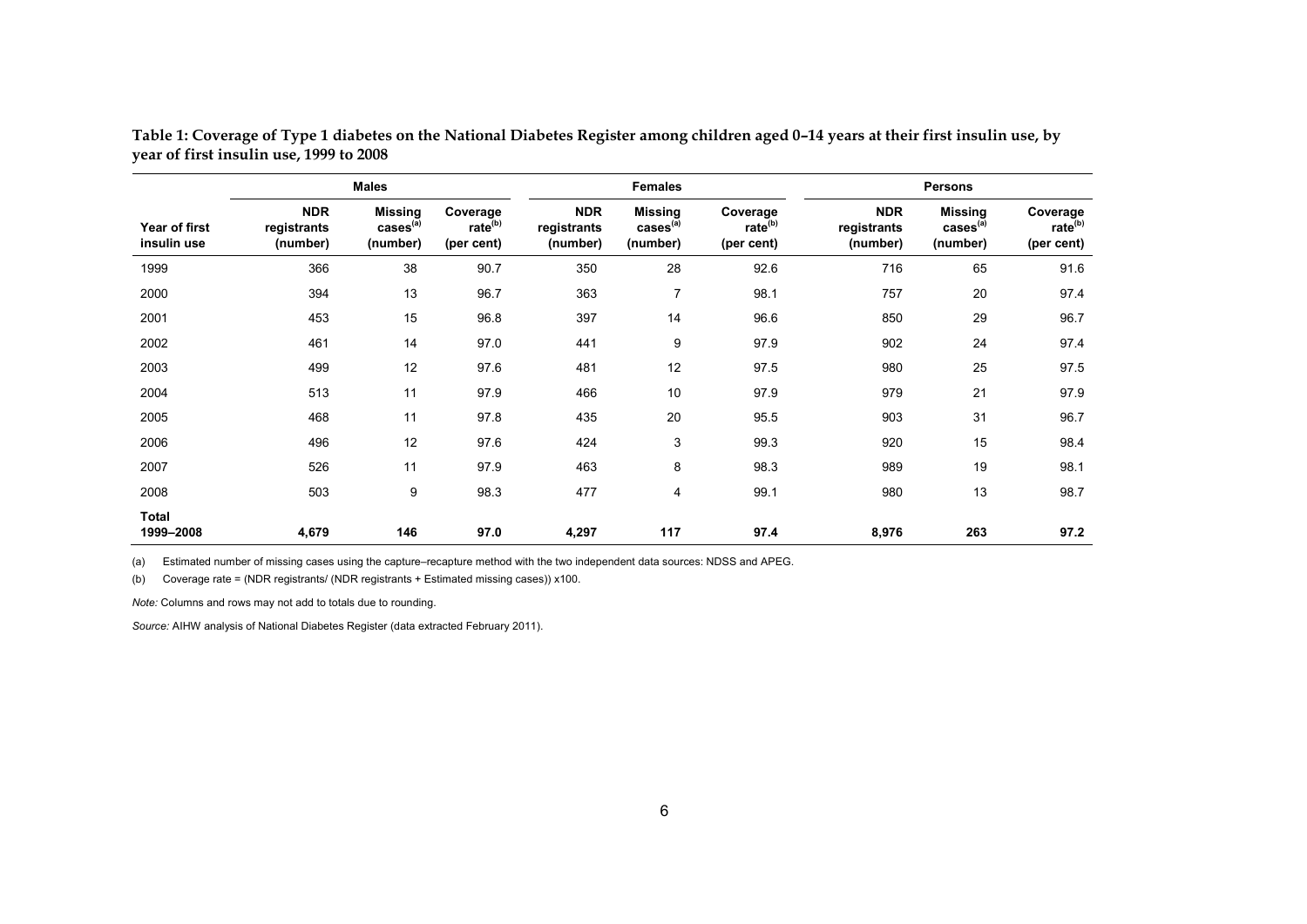**Table 1: Coverage of Type 1 diabetes on the National Diabetes Register among children aged 0–14 years at their first insulin use, by year of first insulin use, 1999 to 2008**

| | Males | | | Females | | | Persons | | |
|---|---|---|---|---|---|---|---|---|---|
| Year of first insulin use | NDR registrants (number) | Missing cases[(a)] (number) | Coverage rate[(b)] (per cent) | NDR registrants (number) | Missing cases[(a)] (number) | Coverage rate[(b)] (per cent) | NDR registrants (number) | Missing cases[(a)] (number) | Coverage rate[(b)] (per cent) |
| 1999 | 366 | 38 | 90.7 | 350 | 28 | 92.6 | 716 | 65 | 91.6 |
| 2000 | 394 | 13 | 96.7 | 363 | 7 | 98.1 | 757 | 20 | 97.4 |
| 2001 | 453 | 15 | 96.8 | 397 | 14 | 96.6 | 850 | 29 | 96.7 |
| 2002 | 461 | 14 | 97.0 | 441 | 9 | 97.9 | 902 | 24 | 97.4 |
| 2003 | 499 | 12 | 97.6 | 481 | 12 | 97.5 | 980 | 25 | 97.5 |
| 2004 | 513 | 11 | 97.9 | 466 | 10 | 97.9 | 979 | 21 | 97.9 |
| 2005 | 468 | 11 | 97.8 | 435 | 20 | 95.5 | 903 | 31 | 96.7 |
| 2006 | 496 | 12 | 97.6 | 424 | 3 | 99.3 | 920 | 15 | 98.4 |
| 2007 | 526 | 11 | 97.9 | 463 | 8 | 98.3 | 989 | 19 | 98.1 |
| 2008 | 503 | 9 | 98.3 | 477 | 4 | 99.1 | 980 | 13 | 98.7 |
| **Total 1999–2008** | **4,679** | **146** | **97.0** | **4,297** | **117** | **97.4** | **8,976** | **263** | **97.2** |

(a) Estimated number of missing cases using the capture–recapture method with the two independent data sources: NDSS and APEG.

(b) Coverage rate = (NDR registrants/ (NDR registrants + Estimated missing cases)) x100.

*Note:* Columns and rows may not add to totals due to rounding.

*Source:* AIHW analysis of National Diabetes Register (data extracted February 2011).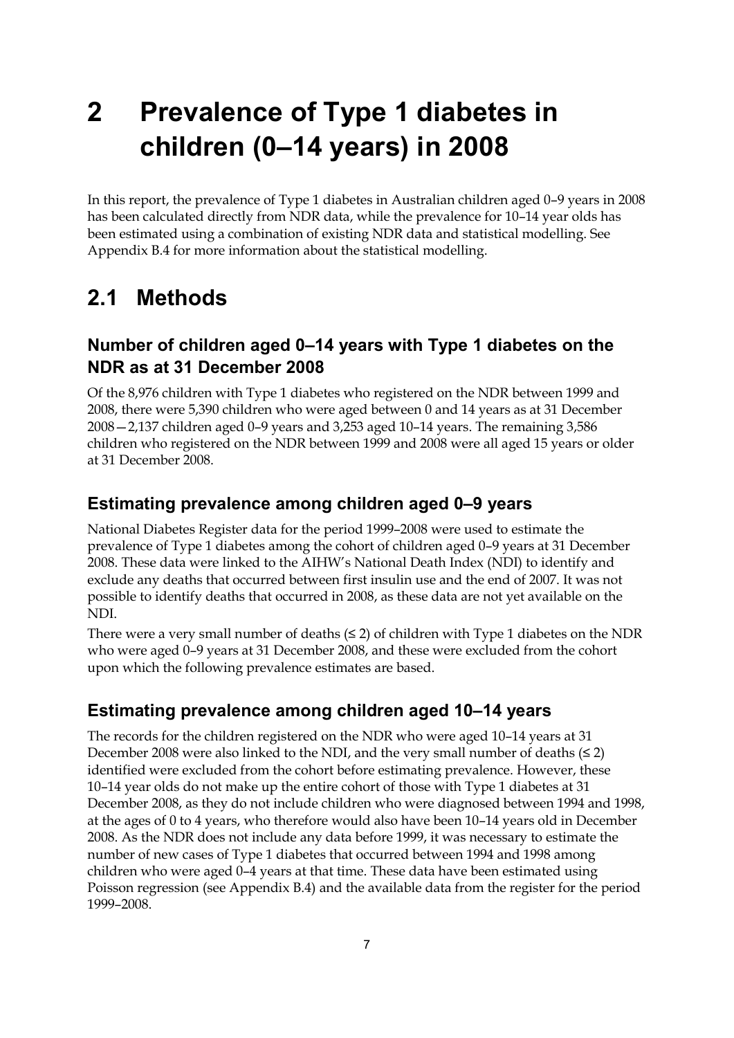# 2 Prevalence of Type 1 diabetes in children (0–14 years) in 2008

In this report, the prevalence of Type 1 diabetes in Australian children aged 0–9 years in 2008 has been calculated directly from NDR data, while the prevalence for 10–14 year olds has been estimated using a combination of existing NDR data and statistical modelling. See Appendix B.4 for more information about the statistical modelling.

## 2.1 Methods

### Number of children aged 0–14 years with Type 1 diabetes on the NDR as at 31 December 2008

Of the 8,976 children with Type 1 diabetes who registered on the NDR between 1999 and 2008, there were 5,390 children who were aged between 0 and 14 years as at 31 December 2008—2,137 children aged 0–9 years and 3,253 aged 10–14 years. The remaining 3,586 children who registered on the NDR between 1999 and 2008 were all aged 15 years or older at 31 December 2008.

### Estimating prevalence among children aged 0–9 years

National Diabetes Register data for the period 1999–2008 were used to estimate the prevalence of Type 1 diabetes among the cohort of children aged 0–9 years at 31 December 2008. These data were linked to the AIHW's National Death Index (NDI) to identify and exclude any deaths that occurred between first insulin use and the end of 2007. It was not possible to identify deaths that occurred in 2008, as these data are not yet available on the NDI.

There were a very small number of deaths (≤ 2) of children with Type 1 diabetes on the NDR who were aged 0–9 years at 31 December 2008, and these were excluded from the cohort upon which the following prevalence estimates are based.

### Estimating prevalence among children aged 10–14 years

The records for the children registered on the NDR who were aged 10–14 years at 31 December 2008 were also linked to the NDI, and the very small number of deaths (≤ 2) identified were excluded from the cohort before estimating prevalence. However, these 10–14 year olds do not make up the entire cohort of those with Type 1 diabetes at 31 December 2008, as they do not include children who were diagnosed between 1994 and 1998, at the ages of 0 to 4 years, who therefore would also have been 10–14 years old in December 2008. As the NDR does not include any data before 1999, it was necessary to estimate the number of new cases of Type 1 diabetes that occurred between 1994 and 1998 among children who were aged 0–4 years at that time. These data have been estimated using Poisson regression (see Appendix B.4) and the available data from the register for the period 1999–2008.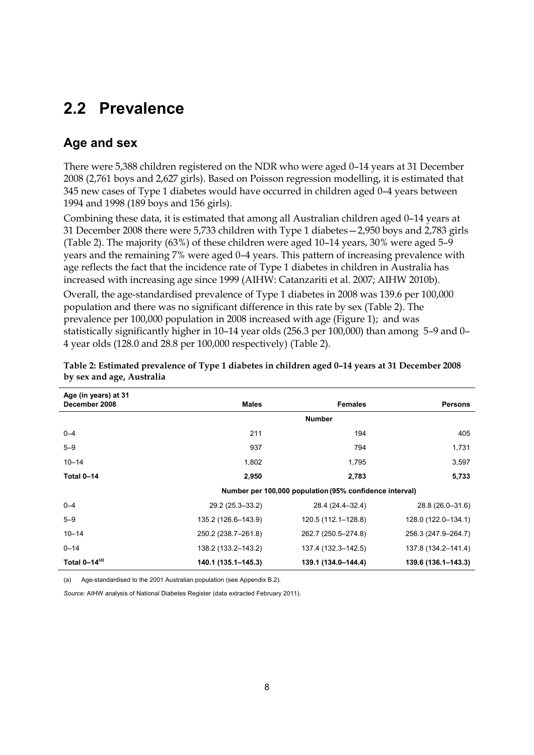## 2.2 Prevalence

### Age and sex

There were 5,388 children registered on the NDR who were aged 0–14 years at 31 December 2008 (2,761 boys and 2,627 girls). Based on Poisson regression modelling, it is estimated that 345 new cases of Type 1 diabetes would have occurred in children aged 0–4 years between 1994 and 1998 (189 boys and 156 girls).

Combining these data, it is estimated that among all Australian children aged 0–14 years at 31 December 2008 there were 5,733 children with Type 1 diabetes—2,950 boys and 2,783 girls (Table 2). The majority (63%) of these children were aged 10–14 years, 30% were aged 5–9 years and the remaining 7% were aged 0–4 years. This pattern of increasing prevalence with age reflects the fact that the incidence rate of Type 1 diabetes in children in Australia has increased with increasing age since 1999 (AIHW: Catanzariti et al. 2007; AIHW 2010b).

Overall, the age-standardised prevalence of Type 1 diabetes in 2008 was 139.6 per 100,000 population and there was no significant difference in this rate by sex (Table 2). The prevalence per 100,000 population in 2008 increased with age (Figure 1); and was statistically significantly higher in 10–14 year olds (256.3 per 100,000) than among 5–9 and 0–4 year olds (128.0 and 28.8 per 100,000 respectively) (Table 2).

**Table 2: Estimated prevalence of Type 1 diabetes in children aged 0–14 years at 31 December 2008 by sex and age, Australia**

| Age (in years) at 31 December 2008 | Males | Females | Persons |
|---|---|---|---|
| | | **Number** | |
| 0–4 | 211 | 194 | 405 |
| 5–9 | 937 | 794 | 1,731 |
| 10–14 | 1,802 | 1,795 | 3,597 |
| **Total 0–14** | **2,950** | **2,783** | **5,733** |
| | **Number per 100,000 population (95% confidence interval)** | | |
| 0–4 | 29.2 (25.3–33.2) | 28.4 (24.4–32.4) | 28.8 (26.0–31.6) |
| 5–9 | 135.2 (126.6–143.9) | 120.5 (112.1–128.8) | 128.0 (122.0–134.1) |
| 10–14 | 250.2 (238.7–261.8) | 262.7 (250.5–274.8) | 256.3 (247.9–264.7) |
| 0–14 | 138.2 (133.2–143.2) | 137.4 (132.3–142.5) | 137.8 (134.2–141.4) |
| **Total 0–14[(a)]** | **140.1 (135.1–145.3)** | **139.1 (134.0–144.4)** | **139.6 (136.1–143.3)** |

(a) Age-standardised to the 2001 Australian population (see Appendix B.2).

*Source:* AIHW analysis of National Diabetes Register (data extracted February 2011).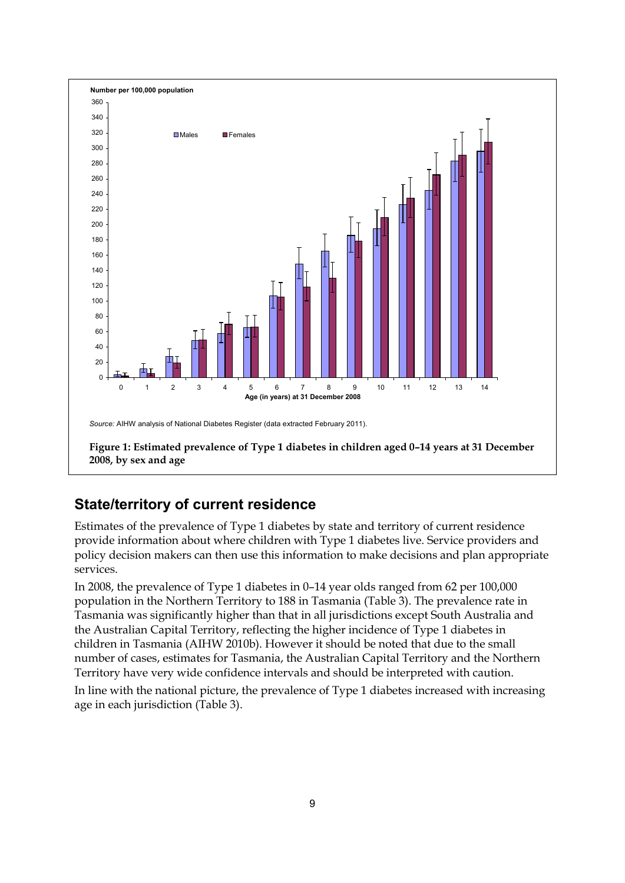Source: AIHW analysis of National Diabetes Register (data extracted February 2011).

**Figure 1: Estimated prevalence of Type 1 diabetes in children aged 0–14 years at 31 December 2008, by sex and age**

## State/territory of current residence

Estimates of the prevalence of Type 1 diabetes by state and territory of current residence provide information about where children with Type 1 diabetes live. Service providers and policy decision makers can then use this information to make decisions and plan appropriate services.

In 2008, the prevalence of Type 1 diabetes in 0–14 year olds ranged from 62 per 100,000 population in the Northern Territory to 188 in Tasmania (Table 3). The prevalence rate in Tasmania was significantly higher than that in all jurisdictions except South Australia and the Australian Capital Territory, reflecting the higher incidence of Type 1 diabetes in children in Tasmania (AIHW 2010b). However it should be noted that due to the small number of cases, estimates for Tasmania, the Australian Capital Territory and the Northern Territory have very wide confidence intervals and should be interpreted with caution.

In line with the national picture, the prevalence of Type 1 diabetes increased with increasing age in each jurisdiction (Table 3).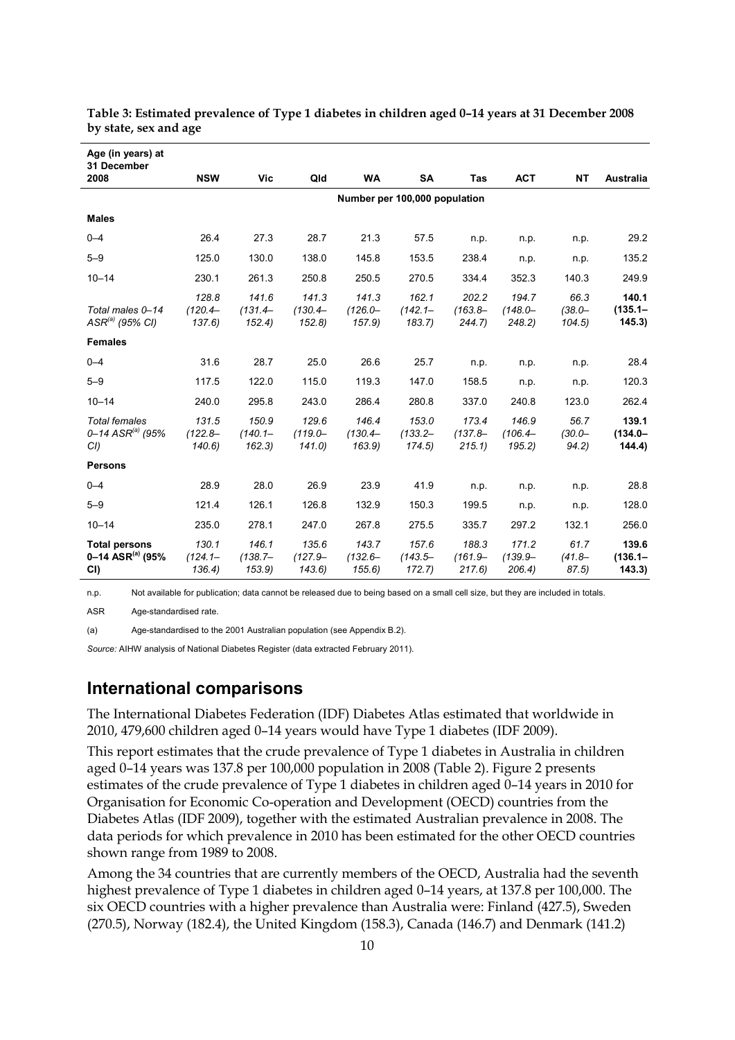**Table 3: Estimated prevalence of Type 1 diabetes in children aged 0–14 years at 31 December 2008 by state, sex and age**

| Age (in years) at 31 December 2008 | NSW | Vic | Qld | WA | SA | Tas | ACT | NT | Australia |
|---|---|---|---|---|---|---|---|---|---|
| | Number per 100,000 population | | | | | | | | |
| **Males** | | | | | | | | | |
| 0–4 | 26.4 | 27.3 | 28.7 | 21.3 | 57.5 | n.p. | n.p. | n.p. | 29.2 |
| 5–9 | 125.0 | 130.0 | 138.0 | 145.8 | 153.5 | 238.4 | n.p. | n.p. | 135.2 |
| 10–14 | 230.1 | 261.3 | 250.8 | 250.5 | 270.5 | 334.4 | 352.3 | 140.3 | 249.9 |
| *Total males 0–14 ASR[(a)] (95% CI)* | *128.8 (120.4–137.6)* | *141.6 (131.4–152.4)* | *141.3 (130.4–152.8)* | *141.3 (126.0–157.9)* | *162.1 (142.1–183.7)* | *202.2 (163.8–244.7)* | *194.7 (148.0–248.2)* | *66.3 (38.0–104.5)* | **140.1 (135.1–145.3)** |
| **Females** | | | | | | | | | |
| 0–4 | 31.6 | 28.7 | 25.0 | 26.6 | 25.7 | n.p. | n.p. | n.p. | 28.4 |
| 5–9 | 117.5 | 122.0 | 115.0 | 119.3 | 147.0 | 158.5 | n.p. | n.p. | 120.3 |
| 10–14 | 240.0 | 295.8 | 243.0 | 286.4 | 280.8 | 337.0 | 240.8 | 123.0 | 262.4 |
| *Total females 0–14 ASR[(a)] (95% CI)* | *131.5 (122.8–140.6)* | *150.9 (140.1–162.3)* | *129.6 (119.0–141.0)* | *146.4 (130.4–163.9)* | *153.0 (133.2–174.5)* | *173.4 (137.8–215.1)* | *146.9 (106.4–195.2)* | *56.7 (30.0–94.2)* | **139.1 (134.0–144.4)** |
| **Persons** | | | | | | | | | |
| 0–4 | 28.9 | 28.0 | 26.9 | 23.9 | 41.9 | n.p. | n.p. | n.p. | 28.8 |
| 5–9 | 121.4 | 126.1 | 126.8 | 132.9 | 150.3 | 199.5 | n.p. | n.p. | 128.0 |
| 10–14 | 235.0 | 278.1 | 247.0 | 267.8 | 275.5 | 335.7 | 297.2 | 132.1 | 256.0 |
| **Total persons 0–14 ASR[(a)] (95% CI)** | *130.1 (124.1–136.4)* | *146.1 (138.7–153.9)* | *135.6 (127.9–143.6)* | *143.7 (132.6–155.6)* | *157.6 (143.5–172.7)* | *188.3 (161.9–217.6)* | *171.2 (139.9–206.4)* | *61.7 (41.8–87.5)* | **139.6 (136.1–143.3)** |

n.p. Not available for publication; data cannot be released due to being based on a small cell size, but they are included in totals.

ASR Age-standardised rate.

(a) Age-standardised to the 2001 Australian population (see Appendix B.2).

*Source:* AIHW analysis of National Diabetes Register (data extracted February 2011).

## International comparisons

The International Diabetes Federation (IDF) Diabetes Atlas estimated that worldwide in 2010, 479,600 children aged 0–14 years would have Type 1 diabetes (IDF 2009).

This report estimates that the crude prevalence of Type 1 diabetes in Australia in children aged 0–14 years was 137.8 per 100,000 population in 2008 (Table 2). Figure 2 presents estimates of the crude prevalence of Type 1 diabetes in children aged 0–14 years in 2010 for Organisation for Economic Co-operation and Development (OECD) countries from the Diabetes Atlas (IDF 2009), together with the estimated Australian prevalence in 2008. The data periods for which prevalence in 2010 has been estimated for the other OECD countries shown range from 1989 to 2008.

Among the 34 countries that are currently members of the OECD, Australia had the seventh highest prevalence of Type 1 diabetes in children aged 0–14 years, at 137.8 per 100,000. The six OECD countries with a higher prevalence than Australia were: Finland (427.5), Sweden (270.5), Norway (182.4), the United Kingdom (158.3), Canada (146.7) and Denmark (141.2)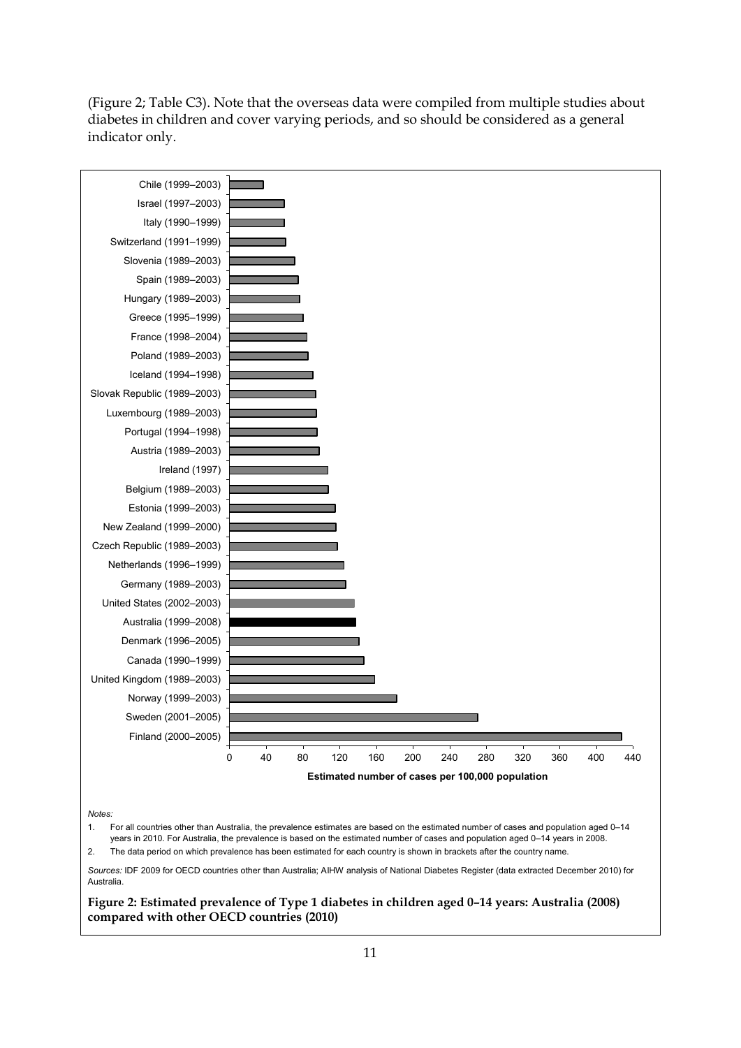(Figure 2; Table C3). Note that the overseas data were compiled from multiple studies about diabetes in children and cover varying periods, and so should be considered as a general indicator only.

*Notes:*

1. For all countries other than Australia, the prevalence estimates are based on the estimated number of cases and population aged 0–14 years in 2010. For Australia, the prevalence is based on the estimated number of cases and population aged 0–14 years in 2008.
2. The data period on which prevalence has been estimated for each country is shown in brackets after the country name.

*Sources:* IDF 2009 for OECD countries other than Australia; AIHW analysis of National Diabetes Register (data extracted December 2010) for Australia.

**Figure 2: Estimated prevalence of Type 1 diabetes in children aged 0–14 years: Australia (2008) compared with other OECD countries (2010)**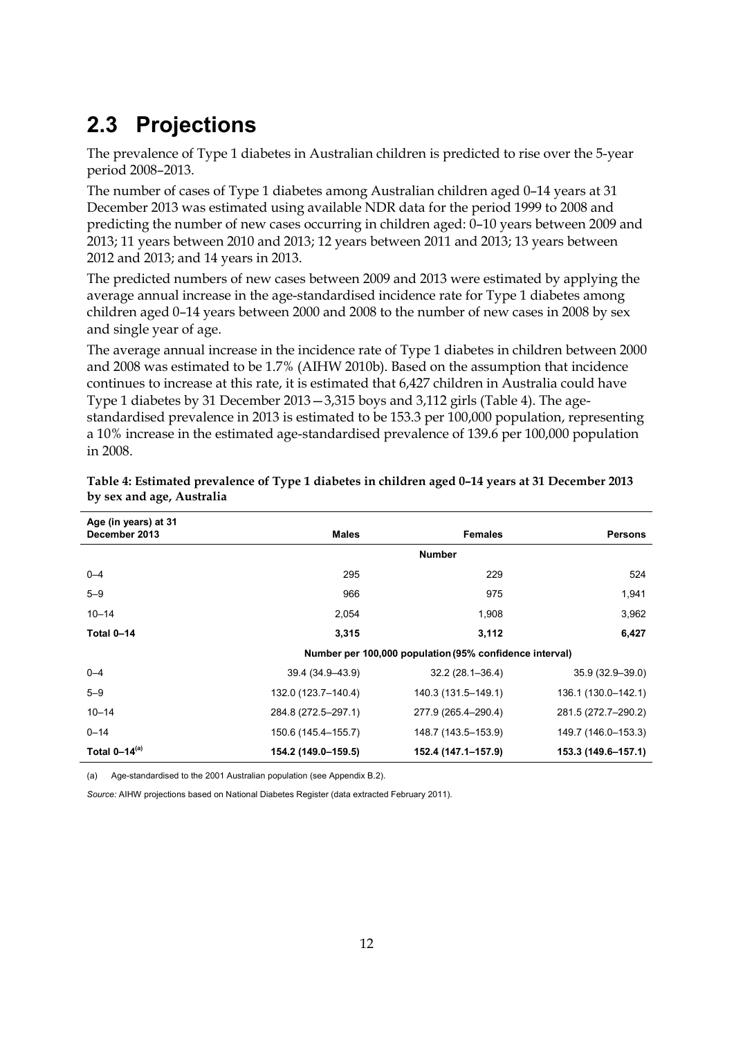## 2.3 Projections

The prevalence of Type 1 diabetes in Australian children is predicted to rise over the 5-year period 2008–2013.

The number of cases of Type 1 diabetes among Australian children aged 0–14 years at 31 December 2013 was estimated using available NDR data for the period 1999 to 2008 and predicting the number of new cases occurring in children aged: 0–10 years between 2009 and 2013; 11 years between 2010 and 2013; 12 years between 2011 and 2013; 13 years between 2012 and 2013; and 14 years in 2013.

The predicted numbers of new cases between 2009 and 2013 were estimated by applying the average annual increase in the age-standardised incidence rate for Type 1 diabetes among children aged 0–14 years between 2000 and 2008 to the number of new cases in 2008 by sex and single year of age.

The average annual increase in the incidence rate of Type 1 diabetes in children between 2000 and 2008 was estimated to be 1.7% (AIHW 2010b). Based on the assumption that incidence continues to increase at this rate, it is estimated that 6,427 children in Australia could have Type 1 diabetes by 31 December 2013—3,315 boys and 3,112 girls (Table 4). The age-standardised prevalence in 2013 is estimated to be 153.3 per 100,000 population, representing a 10% increase in the estimated age-standardised prevalence of 139.6 per 100,000 population in 2008.

**Table 4: Estimated prevalence of Type 1 diabetes in children aged 0–14 years at 31 December 2013 by sex and age, Australia**

| Age (in years) at 31 December 2013 | Males | Females | Persons |
|---|---|---|---|
| | | **Number** | |
| 0–4 | 295 | 229 | 524 |
| 5–9 | 966 | 975 | 1,941 |
| 10–14 | 2,054 | 1,908 | 3,962 |
| **Total 0–14** | **3,315** | **3,112** | **6,427** |
| | **Number per 100,000 population (95% confidence interval)** | | |
| 0–4 | 39.4 (34.9–43.9) | 32.2 (28.1–36.4) | 35.9 (32.9–39.0) |
| 5–9 | 132.0 (123.7–140.4) | 140.3 (131.5–149.1) | 136.1 (130.0–142.1) |
| 10–14 | 284.8 (272.5–297.1) | 277.9 (265.4–290.4) | 281.5 (272.7–290.2) |
| 0–14 | 150.6 (145.4–155.7) | 148.7 (143.5–153.9) | 149.7 (146.0–153.3) |
| **Total 0–14[(a)]** | **154.2 (149.0–159.5)** | **152.4 (147.1–157.9)** | **153.3 (149.6–157.1)** |

(a) Age-standardised to the 2001 Australian population (see Appendix B.2).

*Source:* AIHW projections based on National Diabetes Register (data extracted February 2011).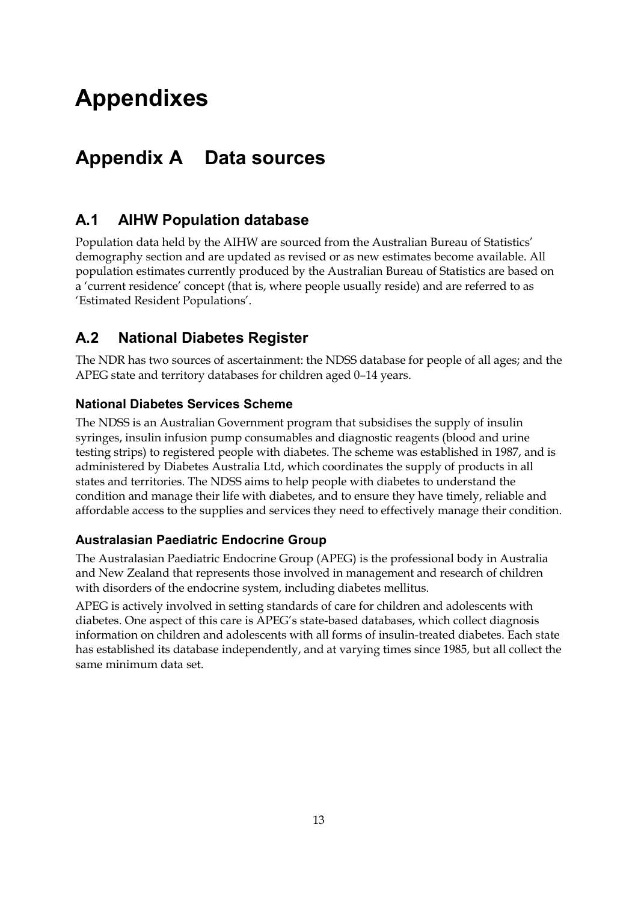# Appendixes

## Appendix A Data sources

### A.1 AIHW Population database

Population data held by the AIHW are sourced from the Australian Bureau of Statistics' demography section and are updated as revised or as new estimates become available. All population estimates currently produced by the Australian Bureau of Statistics are based on a 'current residence' concept (that is, where people usually reside) and are referred to as 'Estimated Resident Populations'.

### A.2 National Diabetes Register

The NDR has two sources of ascertainment: the NDSS database for people of all ages; and the APEG state and territory databases for children aged 0–14 years.

#### National Diabetes Services Scheme

The NDSS is an Australian Government program that subsidises the supply of insulin syringes, insulin infusion pump consumables and diagnostic reagents (blood and urine testing strips) to registered people with diabetes. The scheme was established in 1987, and is administered by Diabetes Australia Ltd, which coordinates the supply of products in all states and territories. The NDSS aims to help people with diabetes to understand the condition and manage their life with diabetes, and to ensure they have timely, reliable and affordable access to the supplies and services they need to effectively manage their condition.

#### Australasian Paediatric Endocrine Group

The Australasian Paediatric Endocrine Group (APEG) is the professional body in Australia and New Zealand that represents those involved in management and research of children with disorders of the endocrine system, including diabetes mellitus.

APEG is actively involved in setting standards of care for children and adolescents with diabetes. One aspect of this care is APEG's state-based databases, which collect diagnosis information on children and adolescents with all forms of insulin-treated diabetes. Each state has established its database independently, and at varying times since 1985, but all collect the same minimum data set.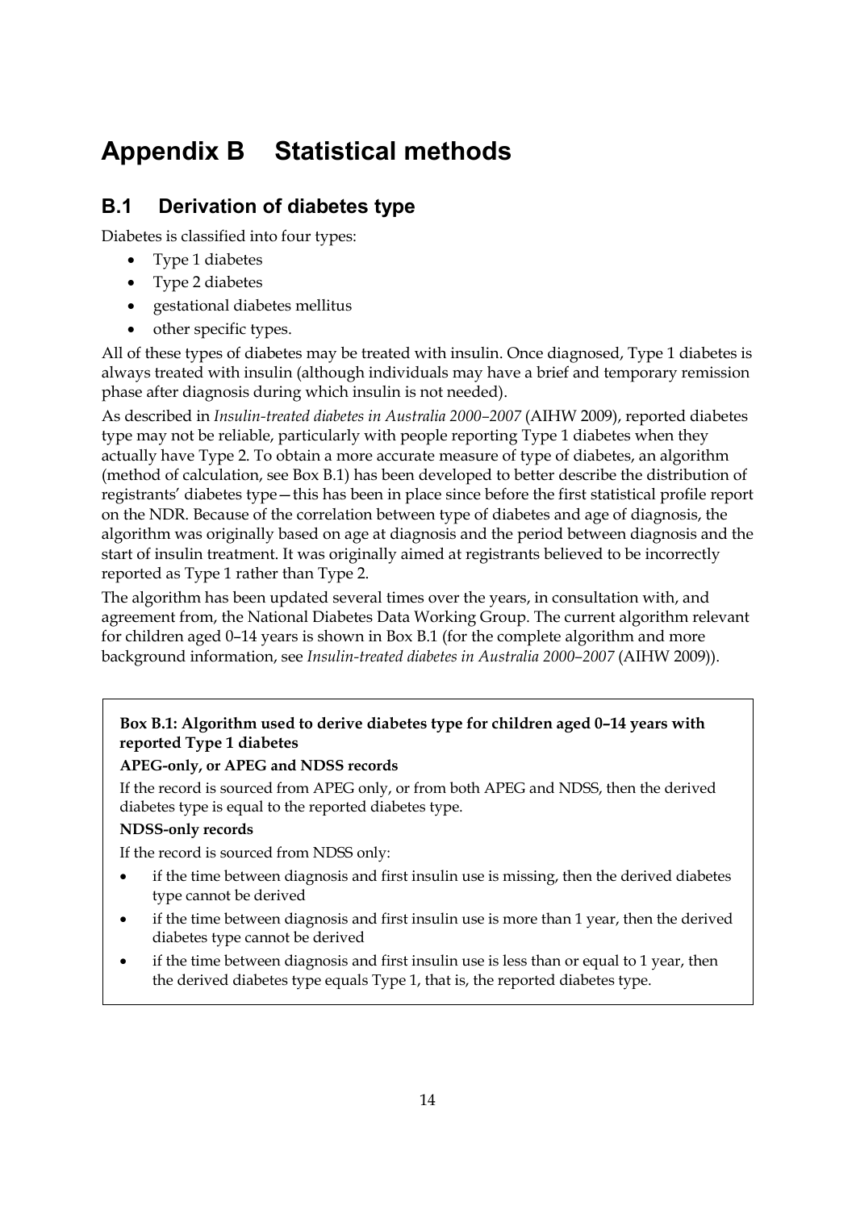# Appendix B Statistical methods

## B.1 Derivation of diabetes type

Diabetes is classified into four types:

- Type 1 diabetes
- Type 2 diabetes
- gestational diabetes mellitus
- other specific types.

All of these types of diabetes may be treated with insulin. Once diagnosed, Type 1 diabetes is always treated with insulin (although individuals may have a brief and temporary remission phase after diagnosis during which insulin is not needed).

As described in *Insulin-treated diabetes in Australia 2000–2007* (AIHW 2009), reported diabetes type may not be reliable, particularly with people reporting Type 1 diabetes when they actually have Type 2. To obtain a more accurate measure of type of diabetes, an algorithm (method of calculation, see Box B.1) has been developed to better describe the distribution of registrants' diabetes type—this has been in place since before the first statistical profile report on the NDR. Because of the correlation between type of diabetes and age of diagnosis, the algorithm was originally based on age at diagnosis and the period between diagnosis and the start of insulin treatment. It was originally aimed at registrants believed to be incorrectly reported as Type 1 rather than Type 2.

The algorithm has been updated several times over the years, in consultation with, and agreement from, the National Diabetes Data Working Group. The current algorithm relevant for children aged 0–14 years is shown in Box B.1 (for the complete algorithm and more background information, see *Insulin-treated diabetes in Australia 2000–2007* (AIHW 2009)).

**Box B.1: Algorithm used to derive diabetes type for children aged 0–14 years with reported Type 1 diabetes**

**APEG-only, or APEG and NDSS records**

If the record is sourced from APEG only, or from both APEG and NDSS, then the derived diabetes type is equal to the reported diabetes type.

**NDSS-only records**

If the record is sourced from NDSS only:

- if the time between diagnosis and first insulin use is missing, then the derived diabetes type cannot be derived
- if the time between diagnosis and first insulin use is more than 1 year, then the derived diabetes type cannot be derived
- if the time between diagnosis and first insulin use is less than or equal to 1 year, then the derived diabetes type equals Type 1, that is, the reported diabetes type.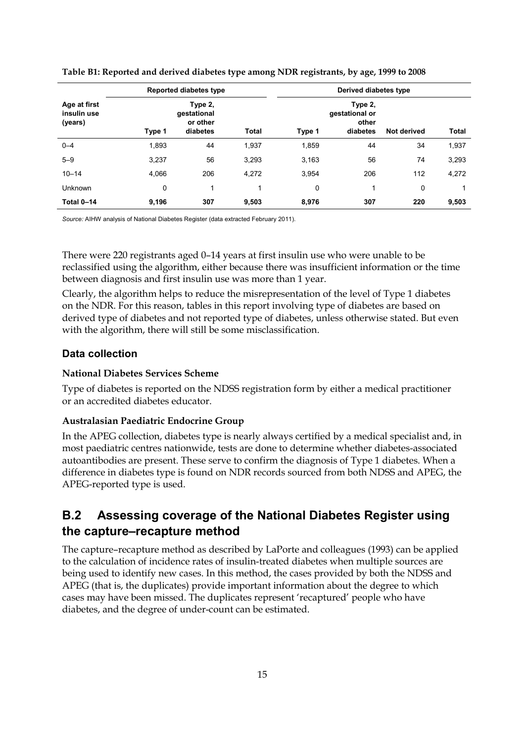**Table B1: Reported and derived diabetes type among NDR registrants, by age, 1999 to 2008**

| Age at first insulin use (years) | Reported diabetes type | | | Derived diabetes type | | | |
|---|---|---|---|---|---|---|---|
| | Type 1 | Type 2, gestational or other diabetes | Total | Type 1 | Type 2, gestational or other diabetes | Not derived | Total |
| 0–4 | 1,893 | 44 | 1,937 | 1,859 | 44 | 34 | 1,937 |
| 5–9 | 3,237 | 56 | 3,293 | 3,163 | 56 | 74 | 3,293 |
| 10–14 | 4,066 | 206 | 4,272 | 3,954 | 206 | 112 | 4,272 |
| Unknown | 0 | 1 | 1 | 0 | 1 | 0 | 1 |
| **Total 0–14** | **9,196** | **307** | **9,503** | **8,976** | **307** | **220** | **9,503** |

*Source:* AIHW analysis of National Diabetes Register (data extracted February 2011).

There were 220 registrants aged 0–14 years at first insulin use who were unable to be reclassified using the algorithm, either because there was insufficient information or the time between diagnosis and first insulin use was more than 1 year.

Clearly, the algorithm helps to reduce the misrepresentation of the level of Type 1 diabetes on the NDR. For this reason, tables in this report involving type of diabetes are based on derived type of diabetes and not reported type of diabetes, unless otherwise stated. But even with the algorithm, there will still be some misclassification.

### Data collection

#### National Diabetes Services Scheme

Type of diabetes is reported on the NDSS registration form by either a medical practitioner or an accredited diabetes educator.

#### Australasian Paediatric Endocrine Group

In the APEG collection, diabetes type is nearly always certified by a medical specialist and, in most paediatric centres nationwide, tests are done to determine whether diabetes-associated autoantibodies are present. These serve to confirm the diagnosis of Type 1 diabetes. When a difference in diabetes type is found on NDR records sourced from both NDSS and APEG, the APEG-reported type is used.

## B.2 Assessing coverage of the National Diabetes Register using the capture–recapture method

The capture–recapture method as described by LaPorte and colleagues (1993) can be applied to the calculation of incidence rates of insulin-treated diabetes when multiple sources are being used to identify new cases. In this method, the cases provided by both the NDSS and APEG (that is, the duplicates) provide important information about the degree to which cases may have been missed. The duplicates represent 'recaptured' people who have diabetes, and the degree of under-count can be estimated.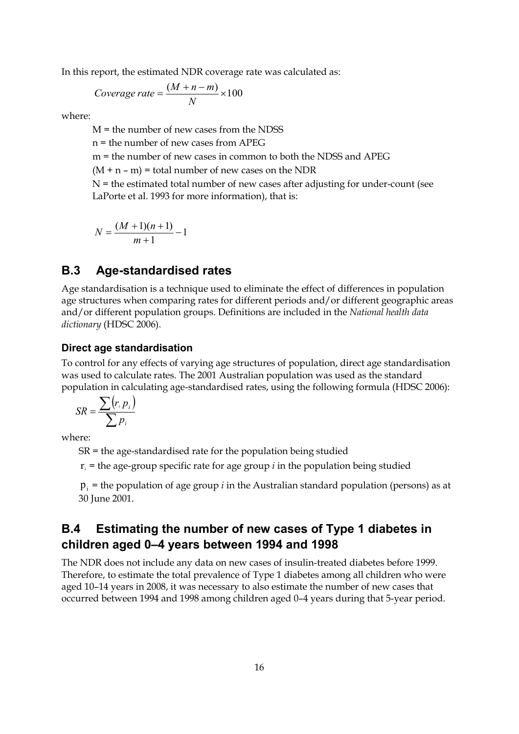In this report, the estimated NDR coverage rate was calculated as:

$$Coverage\ rate = \frac{(M + n - m)}{N} \times 100$$

where:

M = the number of new cases from the NDSS

n = the number of new cases from APEG

m = the number of new cases in common to both the NDSS and APEG

(M + n – m) = total number of new cases on the NDR

N = the estimated total number of new cases after adjusting for under-count (see LaPorte et al. 1993 for more information), that is:

$$N = \frac{(M+1)(n+1)}{m+1} - 1$$

## B.3 Age-standardised rates

Age standardisation is a technique used to eliminate the effect of differences in population age structures when comparing rates for different periods and/or different geographic areas and/or different population groups. Definitions are included in the *National health data dictionary* (HDSC 2006).

### Direct age standardisation

To control for any effects of varying age structures of population, direct age standardisation was used to calculate rates. The 2001 Australian population was used as the standard population in calculating age-standardised rates, using the following formula (HDSC 2006):

$$SR = \frac{\sum (r_i \, p_i)}{\sum p_i}$$

where:

SR = the age-standardised rate for the population being studied

$r_i$ = the age-group specific rate for age group *i* in the population being studied

$p_i$ = the population of age group *i* in the Australian standard population (persons) as at 30 June 2001.

## B.4 Estimating the number of new cases of Type 1 diabetes in children aged 0–4 years between 1994 and 1998

The NDR does not include any data on new cases of insulin-treated diabetes before 1999. Therefore, to estimate the total prevalence of Type 1 diabetes among all children who were aged 10–14 years in 2008, it was necessary to also estimate the number of new cases that occurred between 1994 and 1998 among children aged 0–4 years during that 5-year period.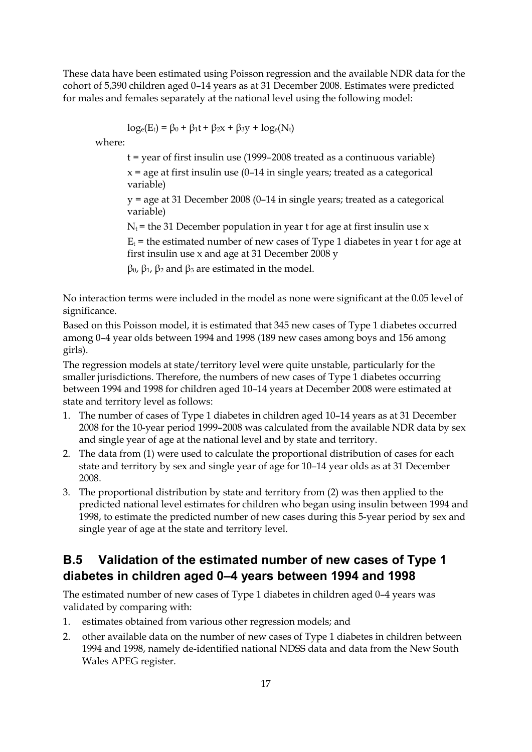These data have been estimated using Poisson regression and the available NDR data for the cohort of 5,390 children aged 0–14 years as at 31 December 2008. Estimates were predicted for males and females separately at the national level using the following model:

$$\log_e(E_t) = \beta_0 + \beta_1 t + \beta_2 x + \beta_3 y + \log_e(N_t)$$

where:

$t$ = year of first insulin use (1999–2008 treated as a continuous variable)

$x$ = age at first insulin use (0–14 in single years; treated as a categorical variable)

$y$ = age at 31 December 2008 (0–14 in single years; treated as a categorical variable)

$N_t$ = the 31 December population in year t for age at first insulin use x

$E_t$ = the estimated number of new cases of Type 1 diabetes in year t for age at first insulin use x and age at 31 December 2008 y

$\beta_0$, $\beta_1$, $\beta_2$ and $\beta_3$ are estimated in the model.

No interaction terms were included in the model as none were significant at the 0.05 level of significance.

Based on this Poisson model, it is estimated that 345 new cases of Type 1 diabetes occurred among 0–4 year olds between 1994 and 1998 (189 new cases among boys and 156 among girls).

The regression models at state/territory level were quite unstable, particularly for the smaller jurisdictions. Therefore, the numbers of new cases of Type 1 diabetes occurring between 1994 and 1998 for children aged 10–14 years at December 2008 were estimated at state and territory level as follows:

1. The number of cases of Type 1 diabetes in children aged 10–14 years as at 31 December 2008 for the 10-year period 1999–2008 was calculated from the available NDR data by sex and single year of age at the national level and by state and territory.
2. The data from (1) were used to calculate the proportional distribution of cases for each state and territory by sex and single year of age for 10–14 year olds as at 31 December 2008.
3. The proportional distribution by state and territory from (2) was then applied to the predicted national level estimates for children who began using insulin between 1994 and 1998, to estimate the predicted number of new cases during this 5-year period by sex and single year of age at the state and territory level.

## B.5 Validation of the estimated number of new cases of Type 1 diabetes in children aged 0–4 years between 1994 and 1998

The estimated number of new cases of Type 1 diabetes in children aged 0–4 years was validated by comparing with:

1. estimates obtained from various other regression models; and
2. other available data on the number of new cases of Type 1 diabetes in children between 1994 and 1998, namely de-identified national NDSS data and data from the New South Wales APEG register.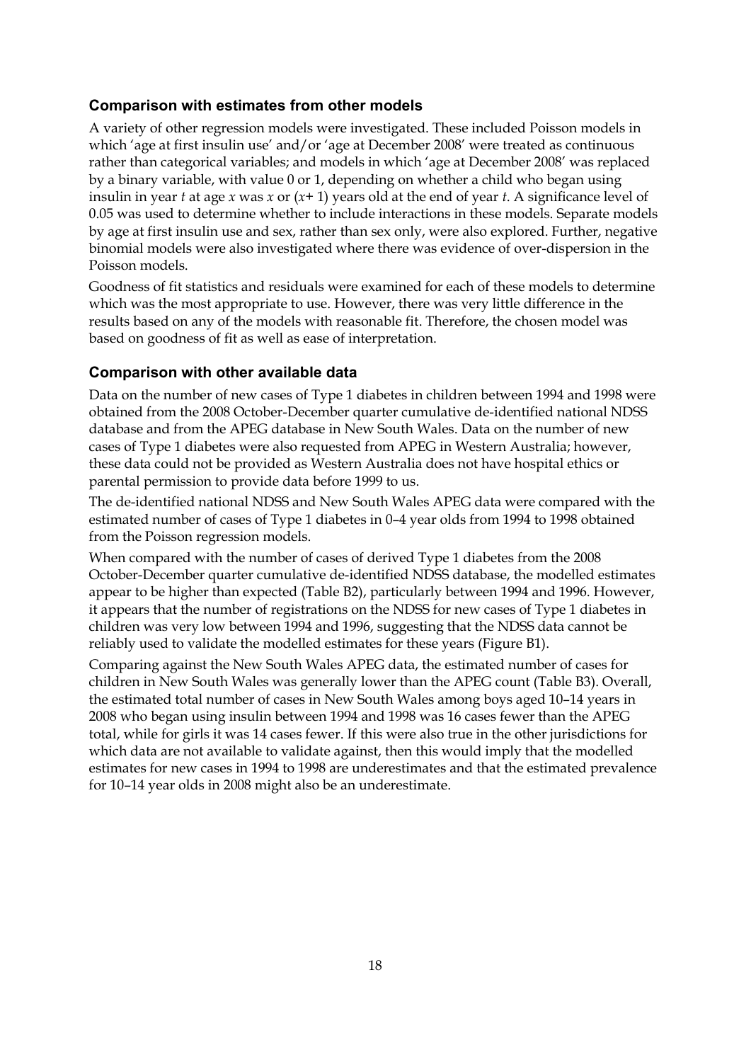### Comparison with estimates from other models

A variety of other regression models were investigated. These included Poisson models in which 'age at first insulin use' and/or 'age at December 2008' were treated as continuous rather than categorical variables; and models in which 'age at December 2008' was replaced by a binary variable, with value 0 or 1, depending on whether a child who began using insulin in year $t$ at age $x$ was $x$ or $(x+1)$ years old at the end of year $t$. A significance level of 0.05 was used to determine whether to include interactions in these models. Separate models by age at first insulin use and sex, rather than sex only, were also explored. Further, negative binomial models were also investigated where there was evidence of over-dispersion in the Poisson models.

Goodness of fit statistics and residuals were examined for each of these models to determine which was the most appropriate to use. However, there was very little difference in the results based on any of the models with reasonable fit. Therefore, the chosen model was based on goodness of fit as well as ease of interpretation.

### Comparison with other available data

Data on the number of new cases of Type 1 diabetes in children between 1994 and 1998 were obtained from the 2008 October-December quarter cumulative de-identified national NDSS database and from the APEG database in New South Wales. Data on the number of new cases of Type 1 diabetes were also requested from APEG in Western Australia; however, these data could not be provided as Western Australia does not have hospital ethics or parental permission to provide data before 1999 to us.

The de-identified national NDSS and New South Wales APEG data were compared with the estimated number of cases of Type 1 diabetes in 0–4 year olds from 1994 to 1998 obtained from the Poisson regression models.

When compared with the number of cases of derived Type 1 diabetes from the 2008 October-December quarter cumulative de-identified NDSS database, the modelled estimates appear to be higher than expected (Table B2), particularly between 1994 and 1996. However, it appears that the number of registrations on the NDSS for new cases of Type 1 diabetes in children was very low between 1994 and 1996, suggesting that the NDSS data cannot be reliably used to validate the modelled estimates for these years (Figure B1).

Comparing against the New South Wales APEG data, the estimated number of cases for children in New South Wales was generally lower than the APEG count (Table B3). Overall, the estimated total number of cases in New South Wales among boys aged 10–14 years in 2008 who began using insulin between 1994 and 1998 was 16 cases fewer than the APEG total, while for girls it was 14 cases fewer. If this were also true in the other jurisdictions for which data are not available to validate against, then this would imply that the modelled estimates for new cases in 1994 to 1998 are underestimates and that the estimated prevalence for 10–14 year olds in 2008 might also be an underestimate.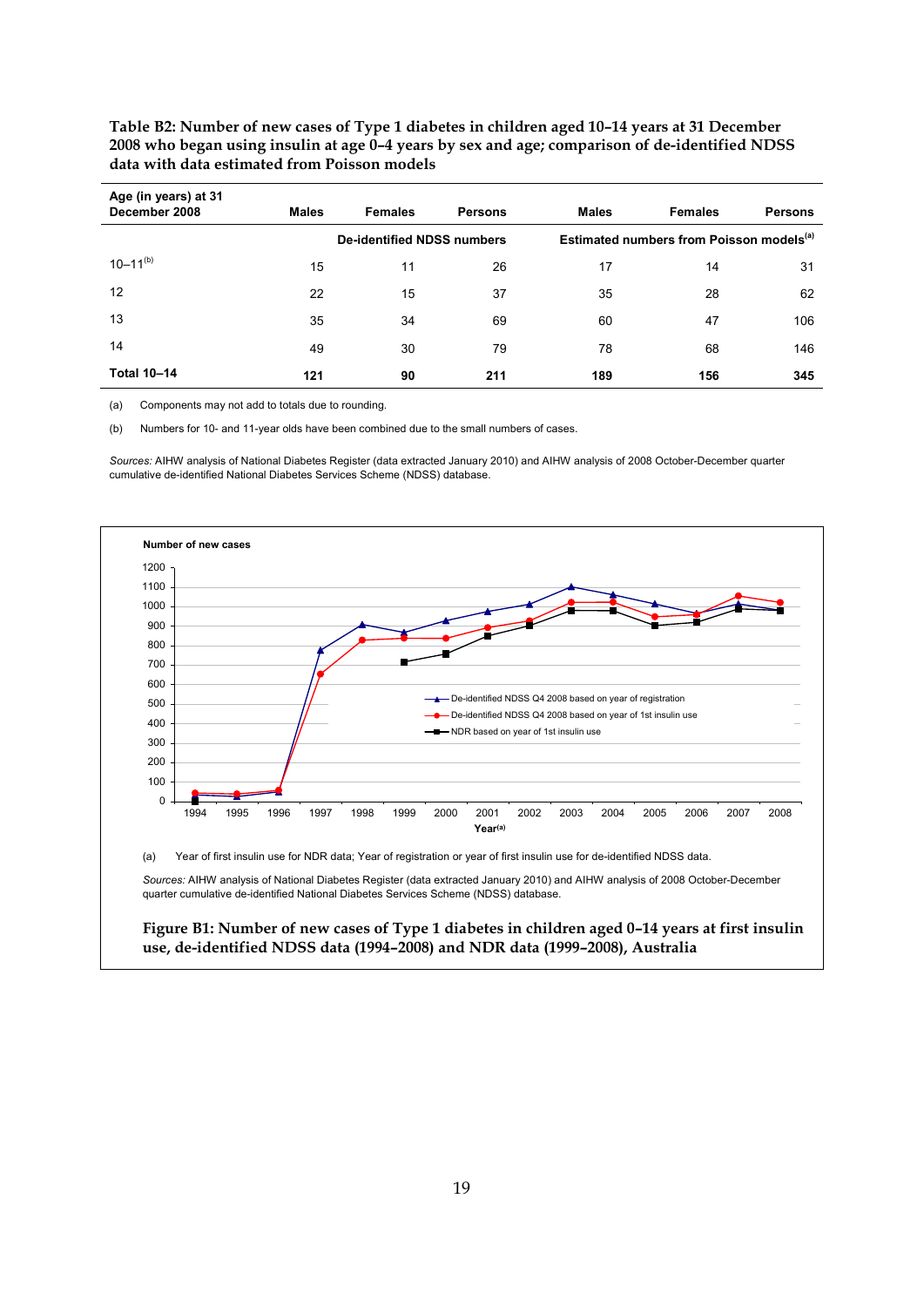**Table B2: Number of new cases of Type 1 diabetes in children aged 10–14 years at 31 December 2008 who began using insulin at age 0–4 years by sex and age; comparison of de-identified NDSS data with data estimated from Poisson models**

| Age (in years) at 31 December 2008 | Males | Females | Persons | Males | Females | Persons |
|---|---|---|---|---|---|---|
| | De-identified NDSS numbers | | | Estimated numbers from Poisson models[a] | | |
| 10–11[b] | 15 | 11 | 26 | 17 | 14 | 31 |
| 12 | 22 | 15 | 37 | 35 | 28 | 62 |
| 13 | 35 | 34 | 69 | 60 | 47 | 106 |
| 14 | 49 | 30 | 79 | 78 | 68 | 146 |
| **Total 10–14** | **121** | **90** | **211** | **189** | **156** | **345** |

(a) Components may not add to totals due to rounding.

(b) Numbers for 10- and 11-year olds have been combined due to the small numbers of cases.

*Sources:* AIHW analysis of National Diabetes Register (data extracted January 2010) and AIHW analysis of 2008 October-December quarter cumulative de-identified National Diabetes Services Scheme (NDSS) database.

(a) Year of first insulin use for NDR data; Year of registration or year of first insulin use for de-identified NDSS data.

*Sources:* AIHW analysis of National Diabetes Register (data extracted January 2010) and AIHW analysis of 2008 October-December quarter cumulative de-identified National Diabetes Services Scheme (NDSS) database.

**Figure B1: Number of new cases of Type 1 diabetes in children aged 0–14 years at first insulin use, de-identified NDSS data (1994–2008) and NDR data (1999–2008), Australia**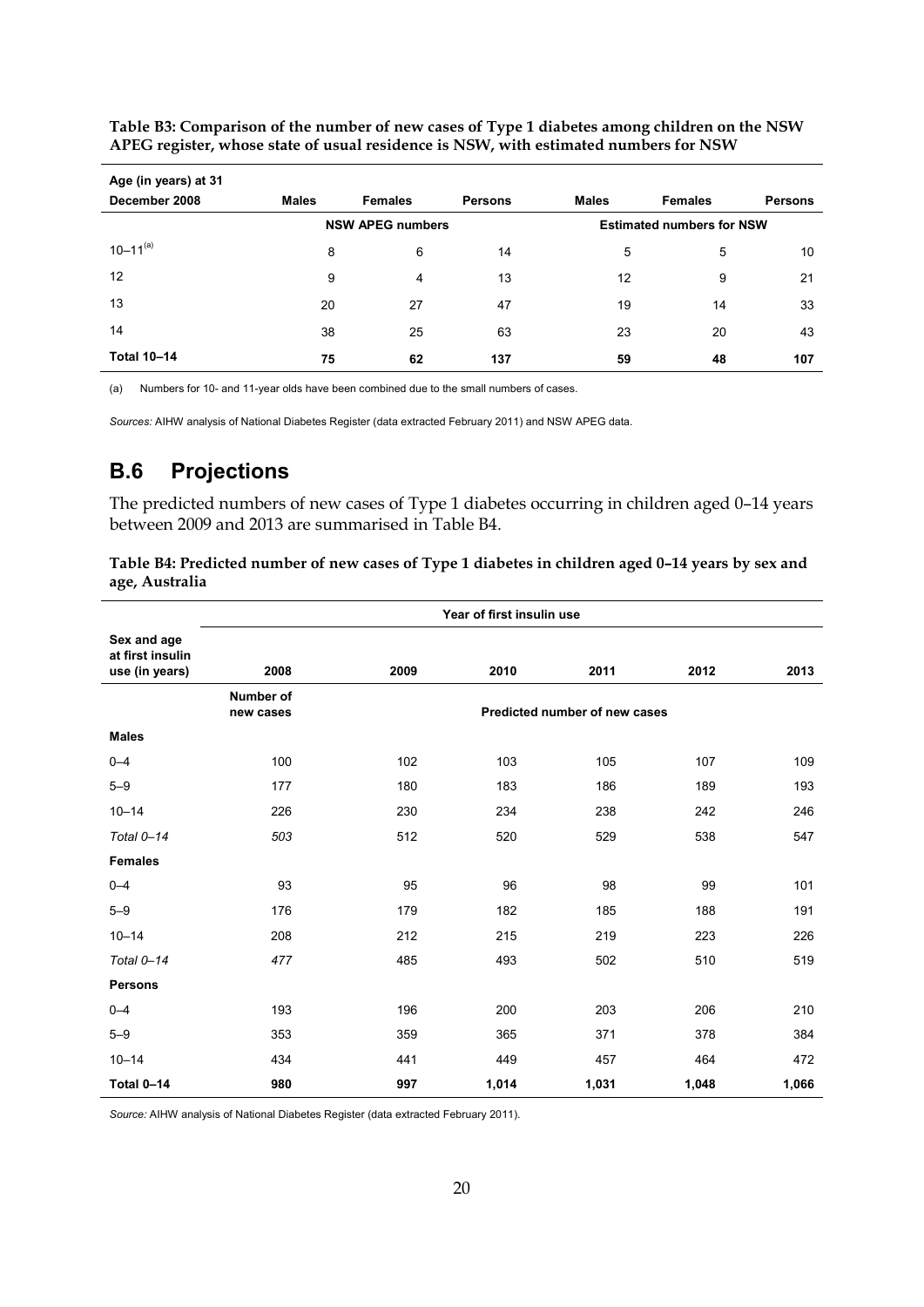**Table B3: Comparison of the number of new cases of Type 1 diabetes among children on the NSW APEG register, whose state of usual residence is NSW, with estimated numbers for NSW**

| Age (in years) at 31 December 2008 | Males | Females | Persons | Males | Females | Persons |
|---|---|---|---|---|---|---|
| | NSW APEG numbers | | | Estimated numbers for NSW | | |
| 10–11[(a)] | 8 | 6 | 14 | 5 | 5 | 10 |
| 12 | 9 | 4 | 13 | 12 | 9 | 21 |
| 13 | 20 | 27 | 47 | 19 | 14 | 33 |
| 14 | 38 | 25 | 63 | 23 | 20 | 43 |
| **Total 10–14** | **75** | **62** | **137** | **59** | **48** | **107** |

(a) Numbers for 10- and 11-year olds have been combined due to the small numbers of cases.

*Sources:* AIHW analysis of National Diabetes Register (data extracted February 2011) and NSW APEG data.

## B.6 Projections

The predicted numbers of new cases of Type 1 diabetes occurring in children aged 0–14 years between 2009 and 2013 are summarised in Table B4.

**Table B4: Predicted number of new cases of Type 1 diabetes in children aged 0–14 years by sex and age, Australia**

| | Year of first insulin use | | | | | |
|---|---|---|---|---|---|---|
| Sex and age at first insulin use (in years) | 2008 | 2009 | 2010 | 2011 | 2012 | 2013 |
| | Number of new cases | Predicted number of new cases | | | | |
| **Males** | | | | | | |
| 0–4 | 100 | 102 | 103 | 105 | 107 | 109 |
| 5–9 | 177 | 180 | 183 | 186 | 189 | 193 |
| 10–14 | 226 | 230 | 234 | 238 | 242 | 246 |
| *Total 0–14* | *503* | 512 | 520 | 529 | 538 | 547 |
| **Females** | | | | | | |
| 0–4 | 93 | 95 | 96 | 98 | 99 | 101 |
| 5–9 | 176 | 179 | 182 | 185 | 188 | 191 |
| 10–14 | 208 | 212 | 215 | 219 | 223 | 226 |
| *Total 0–14* | *477* | 485 | 493 | 502 | 510 | 519 |
| **Persons** | | | | | | |
| 0–4 | 193 | 196 | 200 | 203 | 206 | 210 |
| 5–9 | 353 | 359 | 365 | 371 | 378 | 384 |
| 10–14 | 434 | 441 | 449 | 457 | 464 | 472 |
| **Total 0–14** | **980** | **997** | **1,014** | **1,031** | **1,048** | **1,066** |

*Source:* AIHW analysis of National Diabetes Register (data extracted February 2011).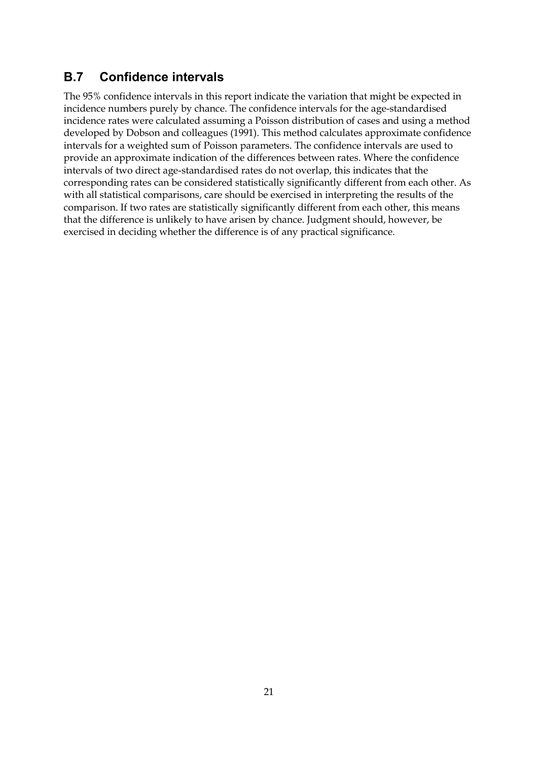## B.7 Confidence intervals

The 95% confidence intervals in this report indicate the variation that might be expected in incidence numbers purely by chance. The confidence intervals for the age-standardised incidence rates were calculated assuming a Poisson distribution of cases and using a method developed by Dobson and colleagues (1991). This method calculates approximate confidence intervals for a weighted sum of Poisson parameters. The confidence intervals are used to provide an approximate indication of the differences between rates. Where the confidence intervals of two direct age-standardised rates do not overlap, this indicates that the corresponding rates can be considered statistically significantly different from each other. As with all statistical comparisons, care should be exercised in interpreting the results of the comparison. If two rates are statistically significantly different from each other, this means that the difference is unlikely to have arisen by chance. Judgment should, however, be exercised in deciding whether the difference is of any practical significance.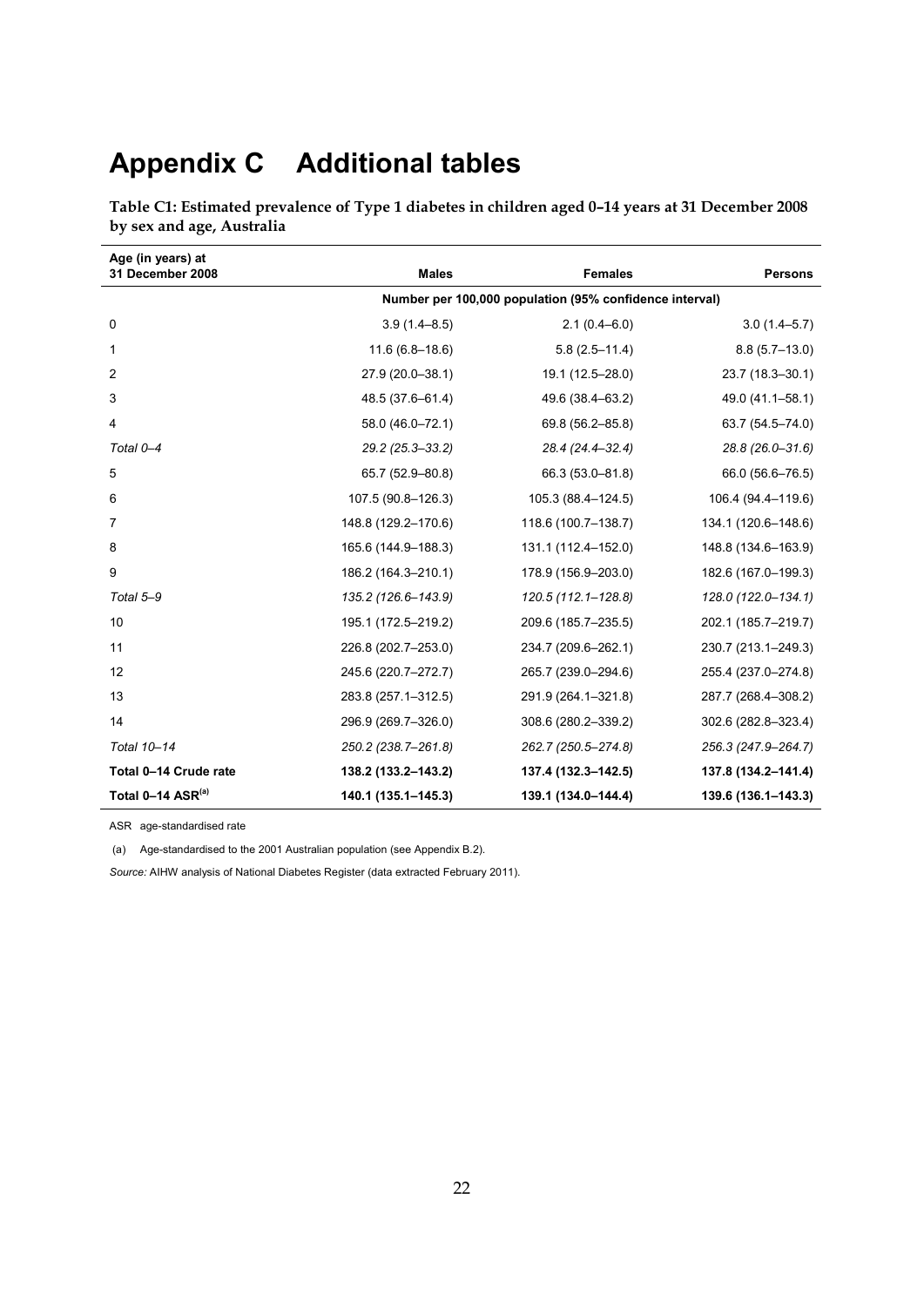# Appendix C Additional tables

**Table C1: Estimated prevalence of Type 1 diabetes in children aged 0–14 years at 31 December 2008 by sex and age, Australia**

| Age (in years) at 31 December 2008 | Males | Females | Persons |
|---|---|---|---|
| | Number per 100,000 population (95% confidence interval) | | |
| 0 | 3.9 (1.4–8.5) | 2.1 (0.4–6.0) | 3.0 (1.4–5.7) |
| 1 | 11.6 (6.8–18.6) | 5.8 (2.5–11.4) | 8.8 (5.7–13.0) |
| 2 | 27.9 (20.0–38.1) | 19.1 (12.5–28.0) | 23.7 (18.3–30.1) |
| 3 | 48.5 (37.6–61.4) | 49.6 (38.4–63.2) | 49.0 (41.1–58.1) |
| 4 | 58.0 (46.0–72.1) | 69.8 (56.2–85.8) | 63.7 (54.5–74.0) |
| *Total 0–4* | *29.2 (25.3–33.2)* | *28.4 (24.4–32.4)* | *28.8 (26.0–31.6)* |
| 5 | 65.7 (52.9–80.8) | 66.3 (53.0–81.8) | 66.0 (56.6–76.5) |
| 6 | 107.5 (90.8–126.3) | 105.3 (88.4–124.5) | 106.4 (94.4–119.6) |
| 7 | 148.8 (129.2–170.6) | 118.6 (100.7–138.7) | 134.1 (120.6–148.6) |
| 8 | 165.6 (144.9–188.3) | 131.1 (112.4–152.0) | 148.8 (134.6–163.9) |
| 9 | 186.2 (164.3–210.1) | 178.9 (156.9–203.0) | 182.6 (167.0–199.3) |
| *Total 5–9* | *135.2 (126.6–143.9)* | *120.5 (112.1–128.8)* | *128.0 (122.0–134.1)* |
| 10 | 195.1 (172.5–219.2) | 209.6 (185.7–235.5) | 202.1 (185.7–219.7) |
| 11 | 226.8 (202.7–253.0) | 234.7 (209.6–262.1) | 230.7 (213.1–249.3) |
| 12 | 245.6 (220.7–272.7) | 265.7 (239.0–294.6) | 255.4 (237.0–274.8) |
| 13 | 283.8 (257.1–312.5) | 291.9 (264.1–321.8) | 287.7 (268.4–308.2) |
| 14 | 296.9 (269.7–326.0) | 308.6 (280.2–339.2) | 302.6 (282.8–323.4) |
| *Total 10–14* | *250.2 (238.7–261.8)* | *262.7 (250.5–274.8)* | *256.3 (247.9–264.7)* |
| **Total 0–14 Crude rate** | **138.2 (133.2–143.2)** | **137.4 (132.3–142.5)** | **137.8 (134.2–141.4)** |
| **Total 0–14 ASR[(a)]** | **140.1 (135.1–145.3)** | **139.1 (134.0–144.4)** | **139.6 (136.1–143.3)** |

ASR age-standardised rate

(a) Age-standardised to the 2001 Australian population (see Appendix B.2).

*Source:* AIHW analysis of National Diabetes Register (data extracted February 2011).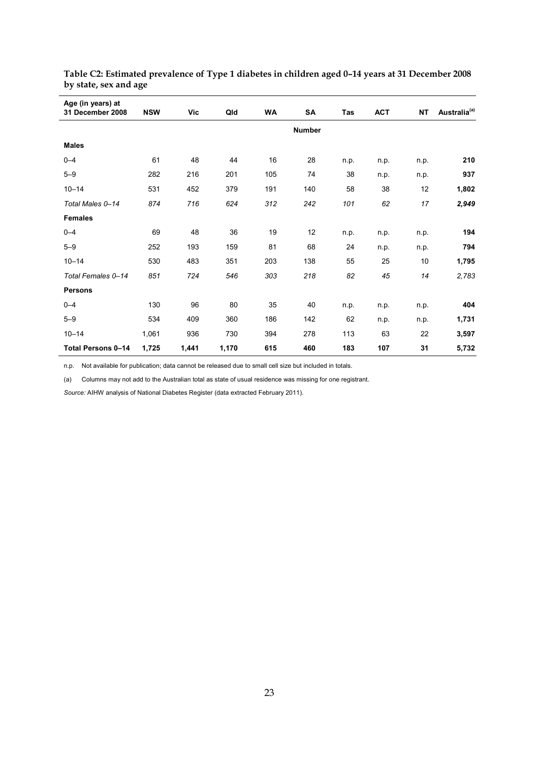**Table C2: Estimated prevalence of Type 1 diabetes in children aged 0–14 years at 31 December 2008 by state, sex and age**

| Age (in years) at 31 December 2008 | NSW | Vic | Qld | WA | SA | Tas | ACT | NT | Australia[(a)] |
|---|---|---|---|---|---|---|---|---|---|
| | | | | | Number | | | | |
| **Males** | | | | | | | | | |
| 0–4 | 61 | 48 | 44 | 16 | 28 | n.p. | n.p. | n.p. | **210** |
| 5–9 | 282 | 216 | 201 | 105 | 74 | 38 | n.p. | n.p. | **937** |
| 10–14 | 531 | 452 | 379 | 191 | 140 | 58 | 38 | 12 | **1,802** |
| *Total Males 0–14* | *874* | *716* | *624* | *312* | *242* | *101* | *62* | *17* | ***2,949*** |
| **Females** | | | | | | | | | |
| 0–4 | 69 | 48 | 36 | 19 | 12 | n.p. | n.p. | n.p. | **194** |
| 5–9 | 252 | 193 | 159 | 81 | 68 | 24 | n.p. | n.p. | **794** |
| 10–14 | 530 | 483 | 351 | 203 | 138 | 55 | 25 | 10 | **1,795** |
| *Total Females 0–14* | *851* | *724* | *546* | *303* | *218* | *82* | *45* | *14* | *2,783* |
| **Persons** | | | | | | | | | |
| 0–4 | 130 | 96 | 80 | 35 | 40 | n.p. | n.p. | n.p. | **404** |
| 5–9 | 534 | 409 | 360 | 186 | 142 | 62 | n.p. | n.p. | **1,731** |
| 10–14 | 1,061 | 936 | 730 | 394 | 278 | 113 | 63 | 22 | **3,597** |
| **Total Persons 0–14** | **1,725** | **1,441** | **1,170** | **615** | **460** | **183** | **107** | **31** | **5,732** |

n.p. Not available for publication; data cannot be released due to small cell size but included in totals.

(a) Columns may not add to the Australian total as state of usual residence was missing for one registrant.

*Source:* AIHW analysis of National Diabetes Register (data extracted February 2011).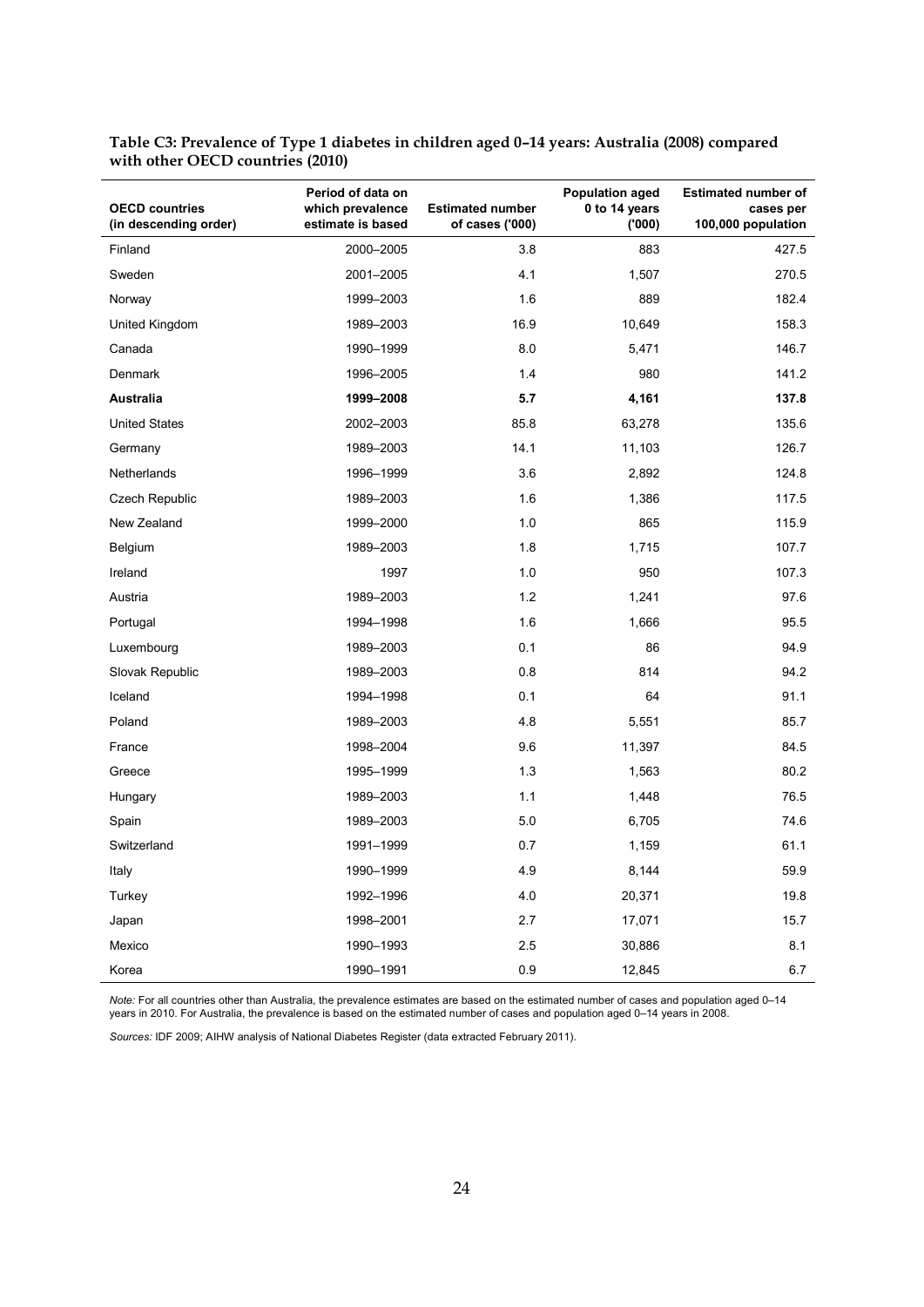**Table C3: Prevalence of Type 1 diabetes in children aged 0–14 years: Australia (2008) compared with other OECD countries (2010)**

| OECD countries (in descending order) | Period of data on which prevalence estimate is based | Estimated number of cases ('000) | Population aged 0 to 14 years ('000) | Estimated number of cases per 100,000 population |
|---|---|---|---|---|
| Finland | 2000–2005 | 3.8 | 883 | 427.5 |
| Sweden | 2001–2005 | 4.1 | 1,507 | 270.5 |
| Norway | 1999–2003 | 1.6 | 889 | 182.4 |
| United Kingdom | 1989–2003 | 16.9 | 10,649 | 158.3 |
| Canada | 1990–1999 | 8.0 | 5,471 | 146.7 |
| Denmark | 1996–2005 | 1.4 | 980 | 141.2 |
| **Australia** | **1999–2008** | **5.7** | **4,161** | **137.8** |
| United States | 2002–2003 | 85.8 | 63,278 | 135.6 |
| Germany | 1989–2003 | 14.1 | 11,103 | 126.7 |
| Netherlands | 1996–1999 | 3.6 | 2,892 | 124.8 |
| Czech Republic | 1989–2003 | 1.6 | 1,386 | 117.5 |
| New Zealand | 1999–2000 | 1.0 | 865 | 115.9 |
| Belgium | 1989–2003 | 1.8 | 1,715 | 107.7 |
| Ireland | 1997 | 1.0 | 950 | 107.3 |
| Austria | 1989–2003 | 1.2 | 1,241 | 97.6 |
| Portugal | 1994–1998 | 1.6 | 1,666 | 95.5 |
| Luxembourg | 1989–2003 | 0.1 | 86 | 94.9 |
| Slovak Republic | 1989–2003 | 0.8 | 814 | 94.2 |
| Iceland | 1994–1998 | 0.1 | 64 | 91.1 |
| Poland | 1989–2003 | 4.8 | 5,551 | 85.7 |
| France | 1998–2004 | 9.6 | 11,397 | 84.5 |
| Greece | 1995–1999 | 1.3 | 1,563 | 80.2 |
| Hungary | 1989–2003 | 1.1 | 1,448 | 76.5 |
| Spain | 1989–2003 | 5.0 | 6,705 | 74.6 |
| Switzerland | 1991–1999 | 0.7 | 1,159 | 61.1 |
| Italy | 1990–1999 | 4.9 | 8,144 | 59.9 |
| Turkey | 1992–1996 | 4.0 | 20,371 | 19.8 |
| Japan | 1998–2001 | 2.7 | 17,071 | 15.7 |
| Mexico | 1990–1993 | 2.5 | 30,886 | 8.1 |
| Korea | 1990–1991 | 0.9 | 12,845 | 6.7 |

*Note:* For all countries other than Australia, the prevalence estimates are based on the estimated number of cases and population aged 0–14 years in 2010. For Australia, the prevalence is based on the estimated number of cases and population aged 0–14 years in 2008.

*Sources:* IDF 2009; AIHW analysis of National Diabetes Register (data extracted February 2011).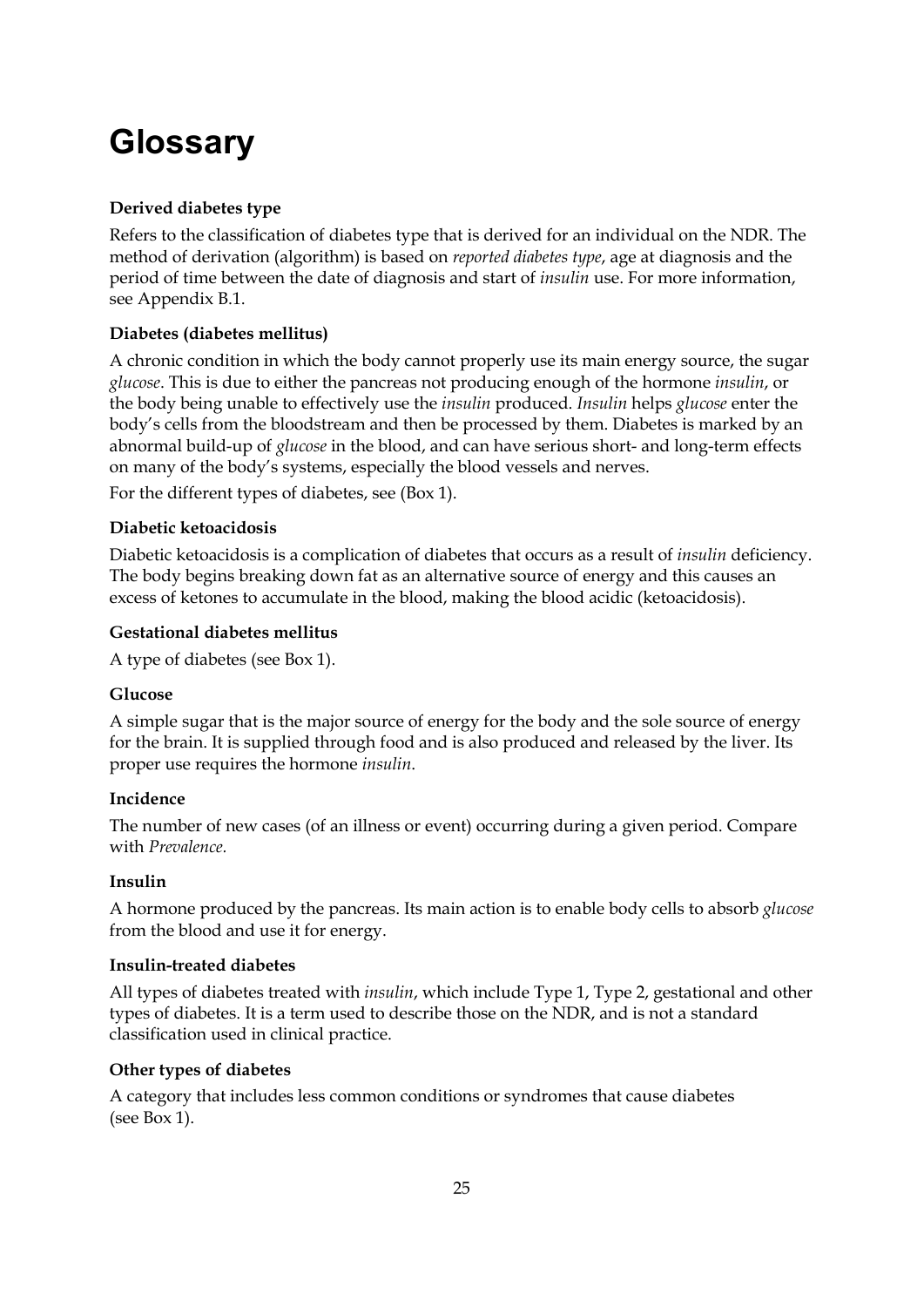# Glossary

**Derived diabetes type**

Refers to the classification of diabetes type that is derived for an individual on the NDR. The method of derivation (algorithm) is based on *reported diabetes type*, age at diagnosis and the period of time between the date of diagnosis and start of *insulin* use. For more information, see Appendix B.1.

**Diabetes (diabetes mellitus)**

A chronic condition in which the body cannot properly use its main energy source, the sugar *glucose*. This is due to either the pancreas not producing enough of the hormone *insulin*, or the body being unable to effectively use the *insulin* produced. *Insulin* helps *glucose* enter the body's cells from the bloodstream and then be processed by them. Diabetes is marked by an abnormal build-up of *glucose* in the blood, and can have serious short- and long-term effects on many of the body's systems, especially the blood vessels and nerves.

For the different types of diabetes, see (Box 1).

**Diabetic ketoacidosis**

Diabetic ketoacidosis is a complication of diabetes that occurs as a result of *insulin* deficiency. The body begins breaking down fat as an alternative source of energy and this causes an excess of ketones to accumulate in the blood, making the blood acidic (ketoacidosis).

**Gestational diabetes mellitus**

A type of diabetes (see Box 1).

**Glucose**

A simple sugar that is the major source of energy for the body and the sole source of energy for the brain. It is supplied through food and is also produced and released by the liver. Its proper use requires the hormone *insulin*.

**Incidence**

The number of new cases (of an illness or event) occurring during a given period. Compare with *Prevalence.*

**Insulin**

A hormone produced by the pancreas. Its main action is to enable body cells to absorb *glucose* from the blood and use it for energy.

**Insulin-treated diabetes**

All types of diabetes treated with *insulin*, which include Type 1, Type 2, gestational and other types of diabetes. It is a term used to describe those on the NDR, and is not a standard classification used in clinical practice.

**Other types of diabetes**

A category that includes less common conditions or syndromes that cause diabetes (see Box 1).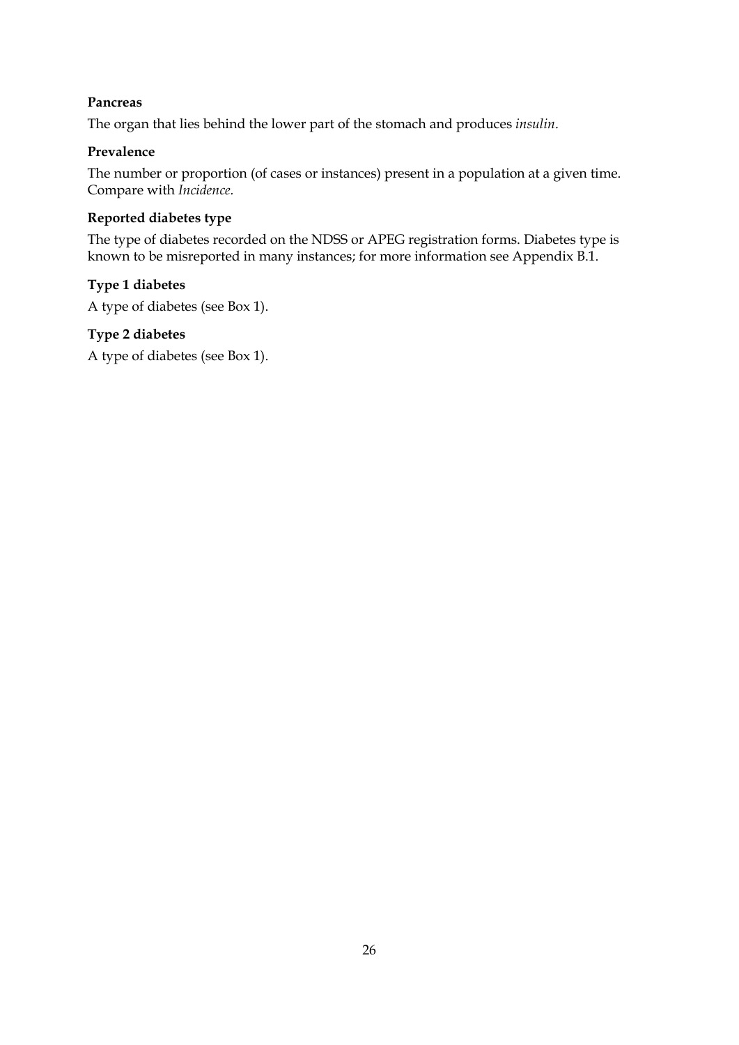**Pancreas**

The organ that lies behind the lower part of the stomach and produces *insulin*.

**Prevalence**

The number or proportion (of cases or instances) present in a population at a given time. Compare with *Incidence*.

**Reported diabetes type**

The type of diabetes recorded on the NDSS or APEG registration forms. Diabetes type is known to be misreported in many instances; for more information see Appendix B.1.

**Type 1 diabetes**

A type of diabetes (see Box 1).

**Type 2 diabetes**

A type of diabetes (see Box 1).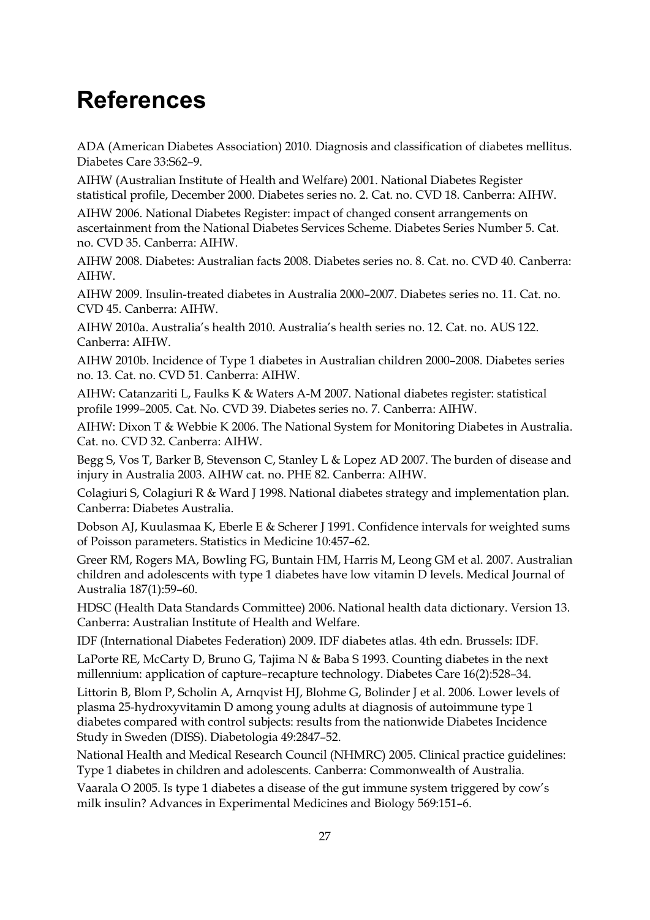# References

ADA (American Diabetes Association) 2010. Diagnosis and classification of diabetes mellitus. Diabetes Care 33:S62–9.

AIHW (Australian Institute of Health and Welfare) 2001. National Diabetes Register statistical profile, December 2000. Diabetes series no. 2. Cat. no. CVD 18. Canberra: AIHW.

AIHW 2006. National Diabetes Register: impact of changed consent arrangements on ascertainment from the National Diabetes Services Scheme. Diabetes Series Number 5. Cat. no. CVD 35. Canberra: AIHW.

AIHW 2008. Diabetes: Australian facts 2008. Diabetes series no. 8. Cat. no. CVD 40. Canberra: AIHW.

AIHW 2009. Insulin-treated diabetes in Australia 2000–2007. Diabetes series no. 11. Cat. no. CVD 45. Canberra: AIHW.

AIHW 2010a. Australia's health 2010. Australia's health series no. 12. Cat. no. AUS 122. Canberra: AIHW.

AIHW 2010b. Incidence of Type 1 diabetes in Australian children 2000–2008. Diabetes series no. 13. Cat. no. CVD 51. Canberra: AIHW.

AIHW: Catanzariti L, Faulks K & Waters A-M 2007. National diabetes register: statistical profile 1999–2005. Cat. No. CVD 39. Diabetes series no. 7. Canberra: AIHW.

AIHW: Dixon T & Webbie K 2006. The National System for Monitoring Diabetes in Australia. Cat. no. CVD 32. Canberra: AIHW.

Begg S, Vos T, Barker B, Stevenson C, Stanley L & Lopez AD 2007. The burden of disease and injury in Australia 2003. AIHW cat. no. PHE 82. Canberra: AIHW.

Colagiuri S, Colagiuri R & Ward J 1998. National diabetes strategy and implementation plan. Canberra: Diabetes Australia.

Dobson AJ, Kuulasmaa K, Eberle E & Scherer J 1991. Confidence intervals for weighted sums of Poisson parameters. Statistics in Medicine 10:457–62.

Greer RM, Rogers MA, Bowling FG, Buntain HM, Harris M, Leong GM et al. 2007. Australian children and adolescents with type 1 diabetes have low vitamin D levels. Medical Journal of Australia 187(1):59–60.

HDSC (Health Data Standards Committee) 2006. National health data dictionary. Version 13. Canberra: Australian Institute of Health and Welfare.

IDF (International Diabetes Federation) 2009. IDF diabetes atlas. 4th edn. Brussels: IDF.

LaPorte RE, McCarty D, Bruno G, Tajima N & Baba S 1993. Counting diabetes in the next millennium: application of capture–recapture technology. Diabetes Care 16(2):528–34.

Littorin B, Blom P, Scholin A, Arnqvist HJ, Blohme G, Bolinder J et al. 2006. Lower levels of plasma 25-hydroxyvitamin D among young adults at diagnosis of autoimmune type 1 diabetes compared with control subjects: results from the nationwide Diabetes Incidence Study in Sweden (DISS). Diabetologia 49:2847–52.

National Health and Medical Research Council (NHMRC) 2005. Clinical practice guidelines: Type 1 diabetes in children and adolescents. Canberra: Commonwealth of Australia.

Vaarala O 2005. Is type 1 diabetes a disease of the gut immune system triggered by cow's milk insulin? Advances in Experimental Medicines and Biology 569:151–6.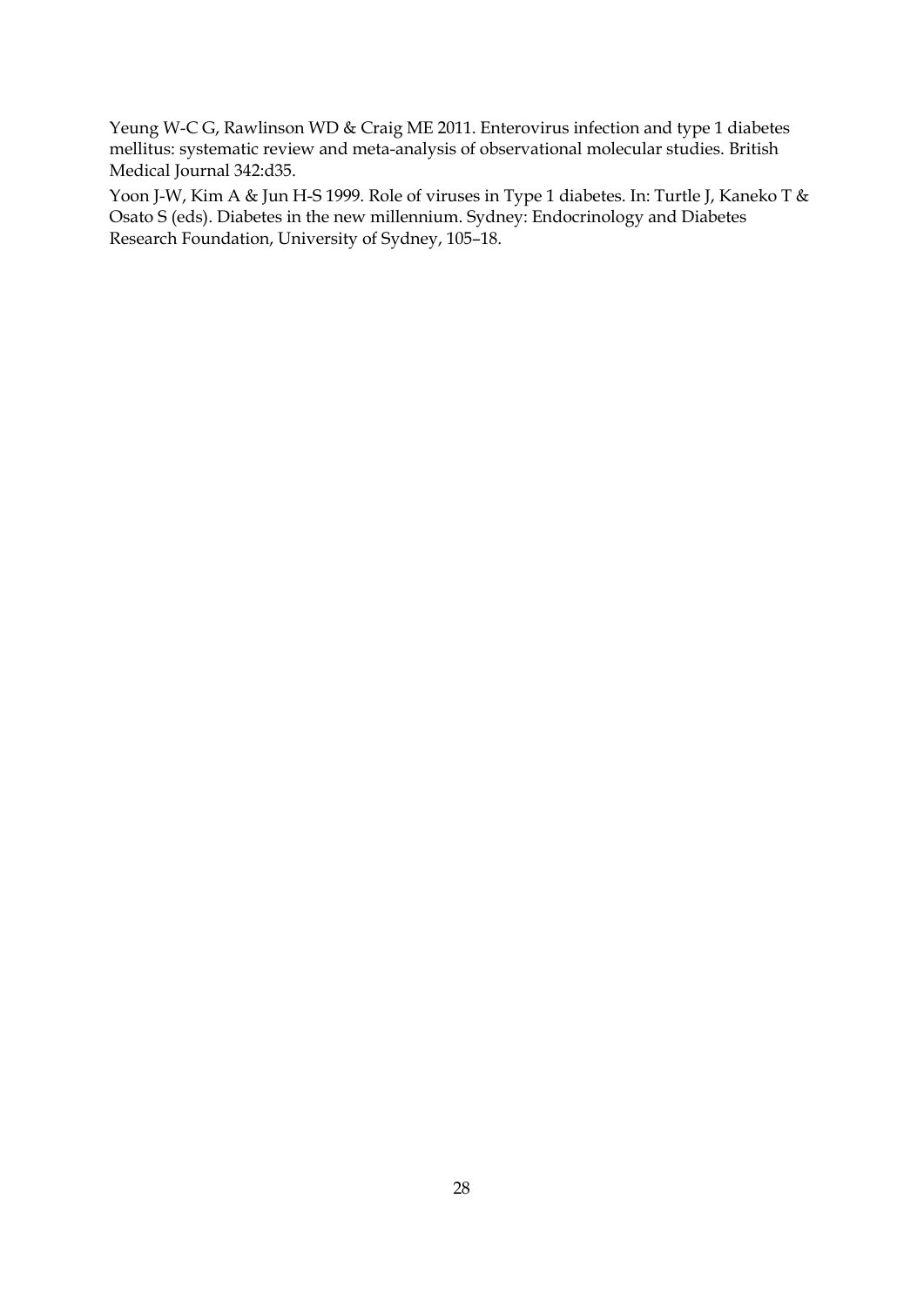Yeung W-C G, Rawlinson WD & Craig ME 2011. Enterovirus infection and type 1 diabetes mellitus: systematic review and meta-analysis of observational molecular studies. British Medical Journal 342:d35.

Yoon J-W, Kim A & Jun H-S 1999. Role of viruses in Type 1 diabetes. In: Turtle J, Kaneko T & Osato S (eds). Diabetes in the new millennium. Sydney: Endocrinology and Diabetes Research Foundation, University of Sydney, 105–18.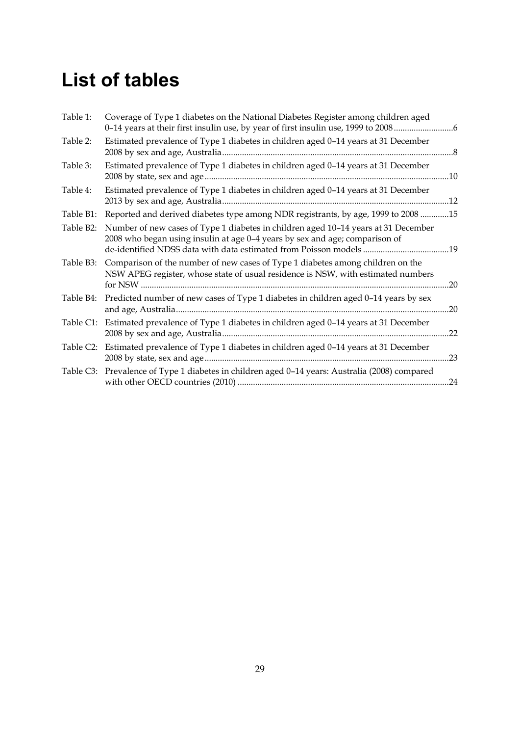# List of tables

Table 1: Coverage of Type 1 diabetes on the National Diabetes Register among children aged 0–14 years at their first insulin use, by year of first insulin use, 1999 to 2008 ..........................6

Table 2: Estimated prevalence of Type 1 diabetes in children aged 0–14 years at 31 December 2008 by sex and age, Australia ........................................................................................................8

Table 3: Estimated prevalence of Type 1 diabetes in children aged 0–14 years at 31 December 2008 by state, sex and age .............................................................................................................10

Table 4: Estimated prevalence of Type 1 diabetes in children aged 0–14 years at 31 December 2013 by sex and age, Australia ......................................................................................................12

Table B1: Reported and derived diabetes type among NDR registrants, by age, 1999 to 2008 .............15

Table B2: Number of new cases of Type 1 diabetes in children aged 10–14 years at 31 December 2008 who began using insulin at age 0–4 years by sex and age; comparison of de-identified NDSS data with data estimated from Poisson models .......................................19

Table B3: Comparison of the number of new cases of Type 1 diabetes among children on the NSW APEG register, whose state of usual residence is NSW, with estimated numbers for NSW ..........................................................................................................................................20

Table B4: Predicted number of new cases of Type 1 diabetes in children aged 0–14 years by sex and age, Australia ...........................................................................................................................20

Table C1: Estimated prevalence of Type 1 diabetes in children aged 0–14 years at 31 December 2008 by sex and age, Australia ......................................................................................................22

Table C2: Estimated prevalence of Type 1 diabetes in children aged 0–14 years at 31 December 2008 by state, sex and age .............................................................................................................23

Table C3: Prevalence of Type 1 diabetes in children aged 0–14 years: Australia (2008) compared with other OECD countries (2010) ...............................................................................................24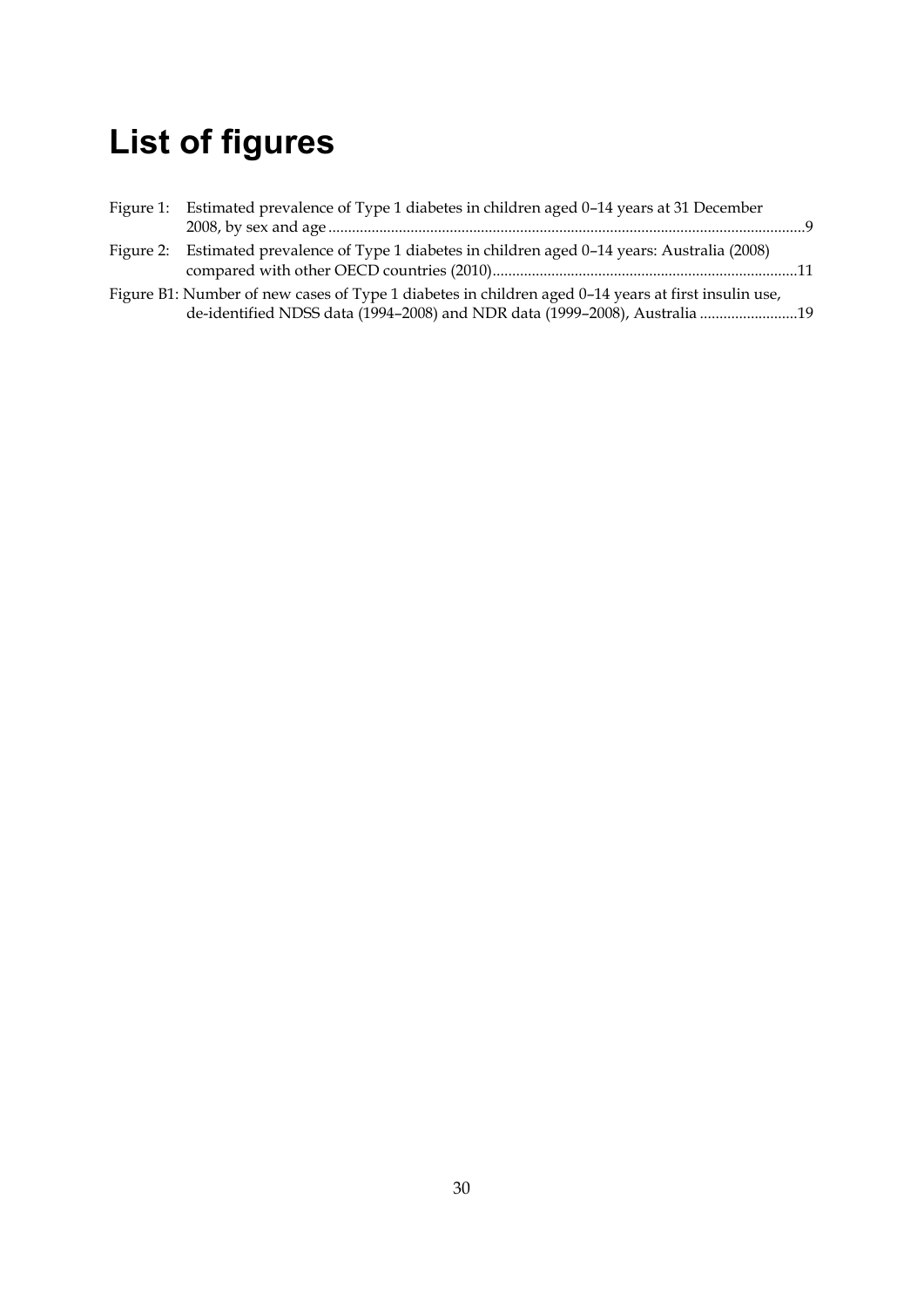# List of figures

Figure 1: Estimated prevalence of Type 1 diabetes in children aged 0–14 years at 31 December 2008, by sex and age .......................................................................................................................9

Figure 2: Estimated prevalence of Type 1 diabetes in children aged 0–14 years: Australia (2008) compared with other OECD countries (2010)............................................................................11

Figure B1: Number of new cases of Type 1 diabetes in children aged 0–14 years at first insulin use, de-identified NDSS data (1994–2008) and NDR data (1999–2008), Australia .........................19